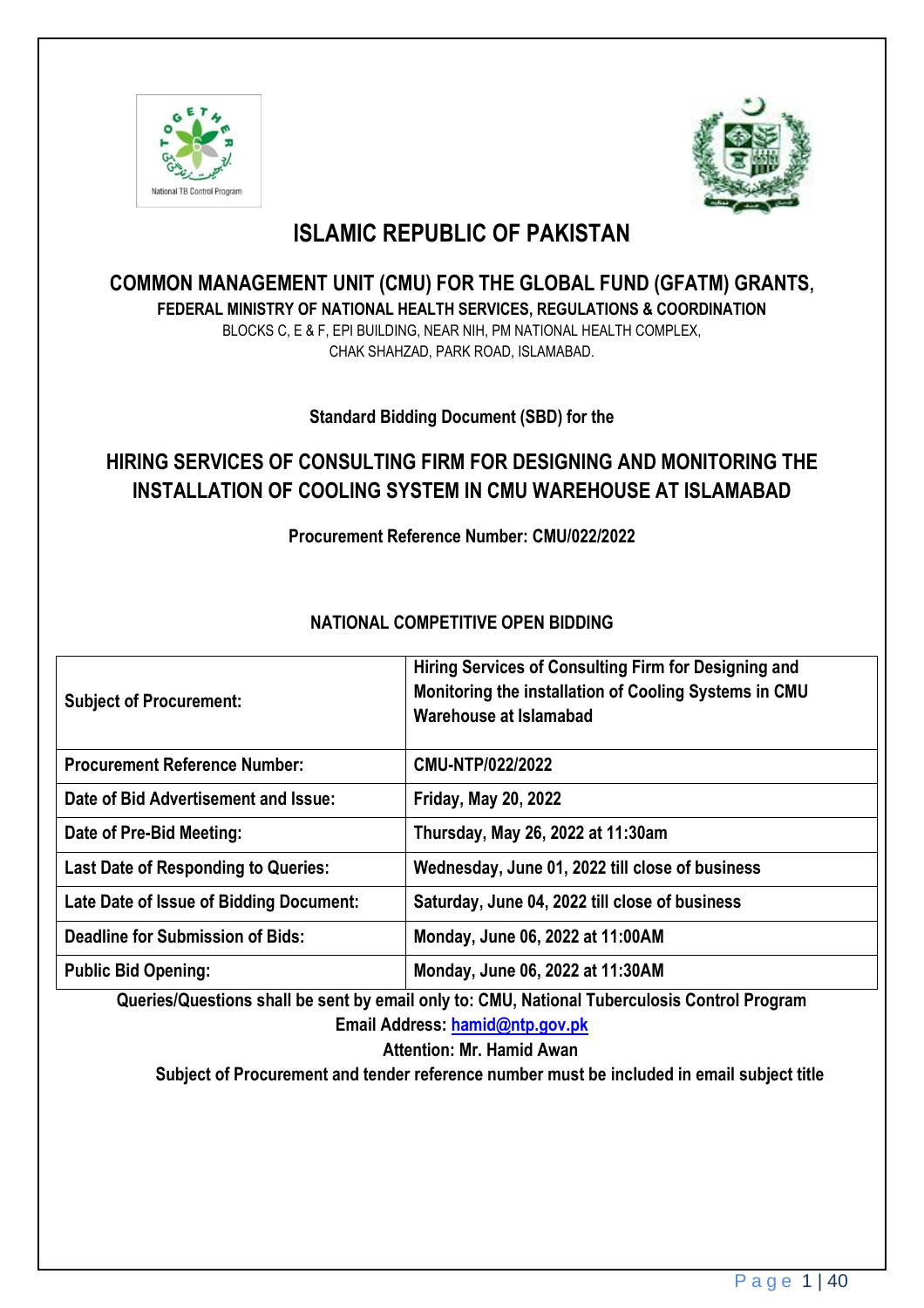# ISLAMIC REPUBLIC OF PAKISTAN

## COMMON MANAGEMENT UNIT (CMU) FOR THE GLOBAL FUND (GFATM) GRANTS,

**FEDERAL MINISTRY OF NATIONAL HEALTH SERVICES, REGULATIONS & COORDINATION**

BLOCKS C, E & F, EPI BUILDING, NEAR NIH, PM NATIONAL HEALTH COMPLEX,
CHAK SHAHZAD, PARK ROAD, ISLAMABAD.

**Standard Bidding Document (SBD) for the**

## HIRING SERVICES OF CONSULTING FIRM FOR DESIGNING AND MONITORING THE INSTALLATION OF COOLING SYSTEM IN CMU WAREHOUSE AT ISLAMABAD

**Procurement Reference Number: CMU/022/2022**

**NATIONAL COMPETITIVE OPEN BIDDING**

| | |
|---|---|
| **Subject of Procurement:** | **Hiring Services of Consulting Firm for Designing and Monitoring the installation of Cooling Systems in CMU Warehouse at Islamabad** |
| **Procurement Reference Number:** | **CMU-NTP/022/2022** |
| **Date of Bid Advertisement and Issue:** | **Friday, May 20, 2022** |
| **Date of Pre-Bid Meeting:** | **Thursday, May 26, 2022 at 11:30am** |
| **Last Date of Responding to Queries:** | **Wednesday, June 01, 2022 till close of business** |
| **Late Date of Issue of Bidding Document:** | **Saturday, June 04, 2022 till close of business** |
| **Deadline for Submission of Bids:** | **Monday, June 06, 2022 at 11:00AM** |
| **Public Bid Opening:** | **Monday, June 06, 2022 at 11:30AM** |

**Queries/Questions shall be sent by email only to: CMU, National Tuberculosis Control Program**

**Email Address: [hamid@ntp.gov.pk](mailto:hamid@ntp.gov.pk)**

**Attention: Mr. Hamid Awan**

**Subject of Procurement and tender reference number must be included in email subject title**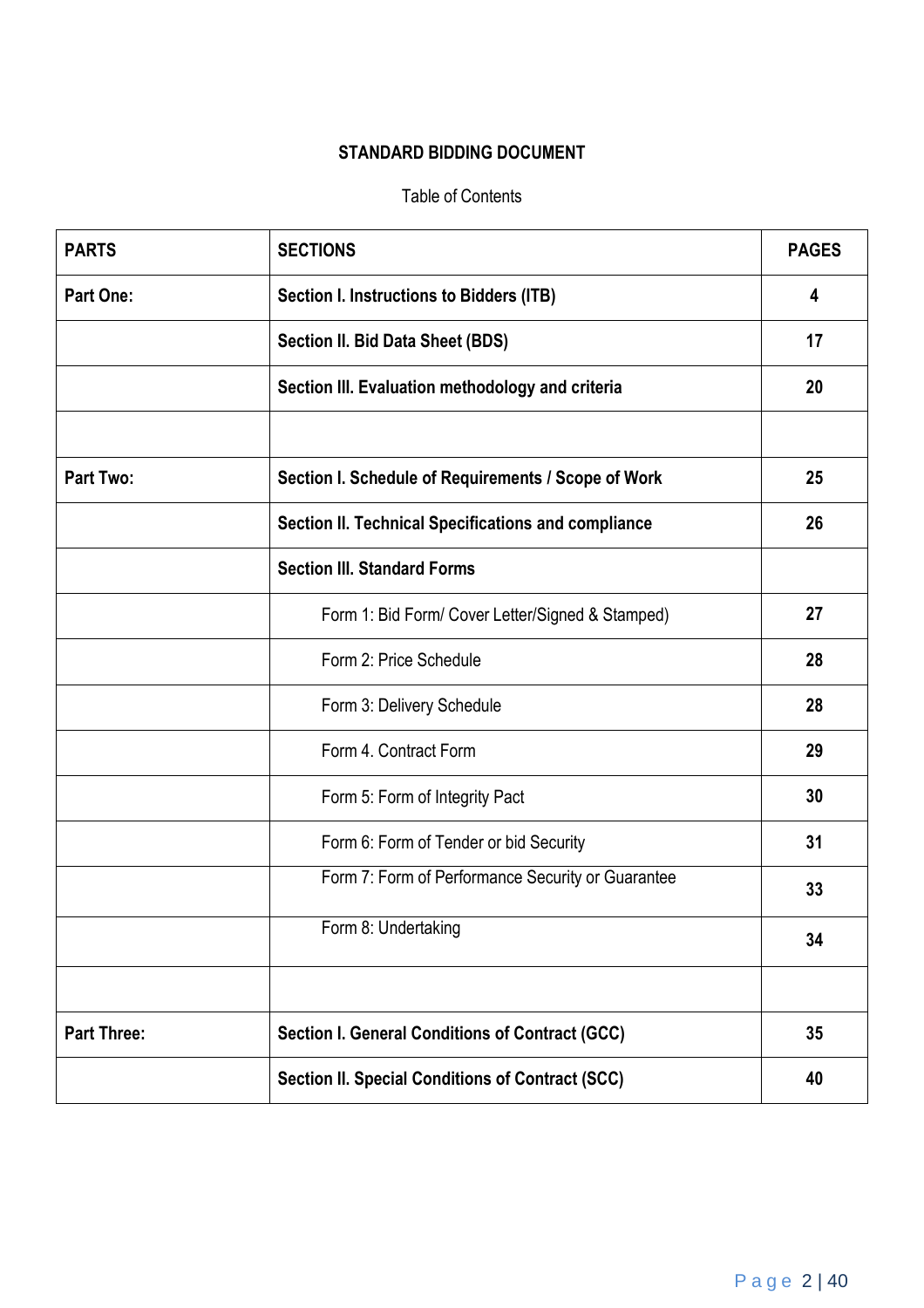**STANDARD BIDDING DOCUMENT**

Table of Contents

| **PARTS** | **SECTIONS** | **PAGES** |
|---|---|---|
| **Part One:** | **Section I. Instructions to Bidders (ITB)** | **4** |
| | **Section II. Bid Data Sheet (BDS)** | **17** |
| | **Section III. Evaluation methodology and criteria** | **20** |
| | | |
| **Part Two:** | **Section I. Schedule of Requirements / Scope of Work** | **25** |
| | **Section II. Technical Specifications and compliance** | **26** |
| | **Section III. Standard Forms** | |
| | Form 1: Bid Form/ Cover Letter/Signed & Stamped) | **27** |
| | Form 2: Price Schedule | **28** |
| | Form 3: Delivery Schedule | **28** |
| | Form 4. Contract Form | **29** |
| | Form 5: Form of Integrity Pact | **30** |
| | Form 6: Form of Tender or bid Security | **31** |
| | Form 7: Form of Performance Security or Guarantee | **33** |
| | Form 8: Undertaking | **34** |
| | | |
| **Part Three:** | **Section I. General Conditions of Contract (GCC)** | **35** |
| | **Section II. Special Conditions of Contract (SCC)** | **40** |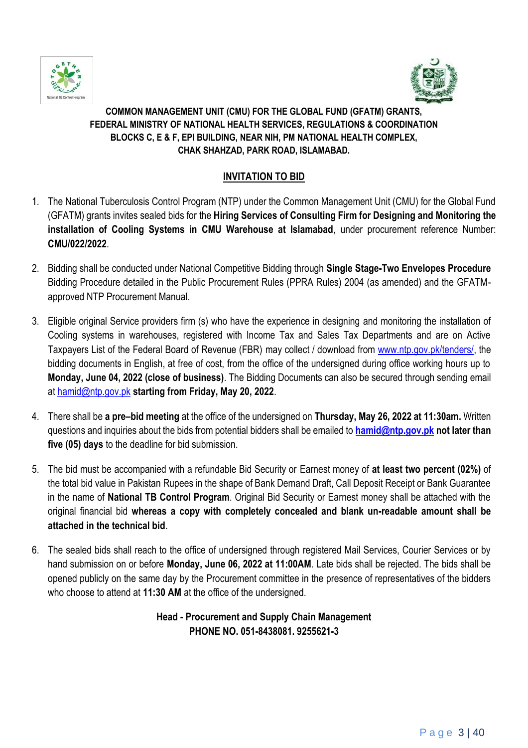**COMMON MANAGEMENT UNIT (CMU) FOR THE GLOBAL FUND (GFATM) GRANTS,**
**FEDERAL MINISTRY OF NATIONAL HEALTH SERVICES, REGULATIONS & COORDINATION**
**BLOCKS C, E & F, EPI BUILDING, NEAR NIH, PM NATIONAL HEALTH COMPLEX,**
**CHAK SHAHZAD, PARK ROAD, ISLAMABAD.**

## INVITATION TO BID

1. The National Tuberculosis Control Program (NTP) under the Common Management Unit (CMU) for the Global Fund (GFATM) grants invites sealed bids for the **Hiring Services of Consulting Firm for Designing and Monitoring the installation of Cooling Systems in CMU Warehouse at Islamabad**, under procurement reference Number: **CMU/022/2022**.

2. Bidding shall be conducted under National Competitive Bidding through **Single Stage-Two Envelopes Procedure** Bidding Procedure detailed in the Public Procurement Rules (PPRA Rules) 2004 (as amended) and the GFATM-approved NTP Procurement Manual.

3. Eligible original Service providers firm (s) who have the experience in designing and monitoring the installation of Cooling systems in warehouses, registered with Income Tax and Sales Tax Departments and are on Active Taxpayers List of the Federal Board of Revenue (FBR) may collect / download from www.ntp.gov.pk/tenders/, the bidding documents in English, at free of cost, from the office of the undersigned during office working hours up to **Monday, June 04, 2022 (close of business)**. The Bidding Documents can also be secured through sending email at hamid@ntp.gov.pk **starting from Friday, May 20, 2022**.

4. There shall be **a pre–bid meeting** at the office of the undersigned on **Thursday, May 26, 2022 at 11:30am.** Written questions and inquiries about the bids from potential bidders shall be emailed to **hamid@ntp.gov.pk** **not later than five (05) days** to the deadline for bid submission.

5. The bid must be accompanied with a refundable Bid Security or Earnest money of **at least two percent (02%)** of the total bid value in Pakistan Rupees in the shape of Bank Demand Draft, Call Deposit Receipt or Bank Guarantee in the name of **National TB Control Program**. Original Bid Security or Earnest money shall be attached with the original financial bid **whereas a copy with completely concealed and blank un-readable amount shall be attached in the technical bid**.

6. The sealed bids shall reach to the office of undersigned through registered Mail Services, Courier Services or by hand submission on or before **Monday, June 06, 2022 at 11:00AM**. Late bids shall be rejected. The bids shall be opened publicly on the same day by the Procurement committee in the presence of representatives of the bidders who choose to attend at **11:30 AM** at the office of the undersigned.

**Head - Procurement and Supply Chain Management**
**PHONE NO. 051-8438081. 9255621-3**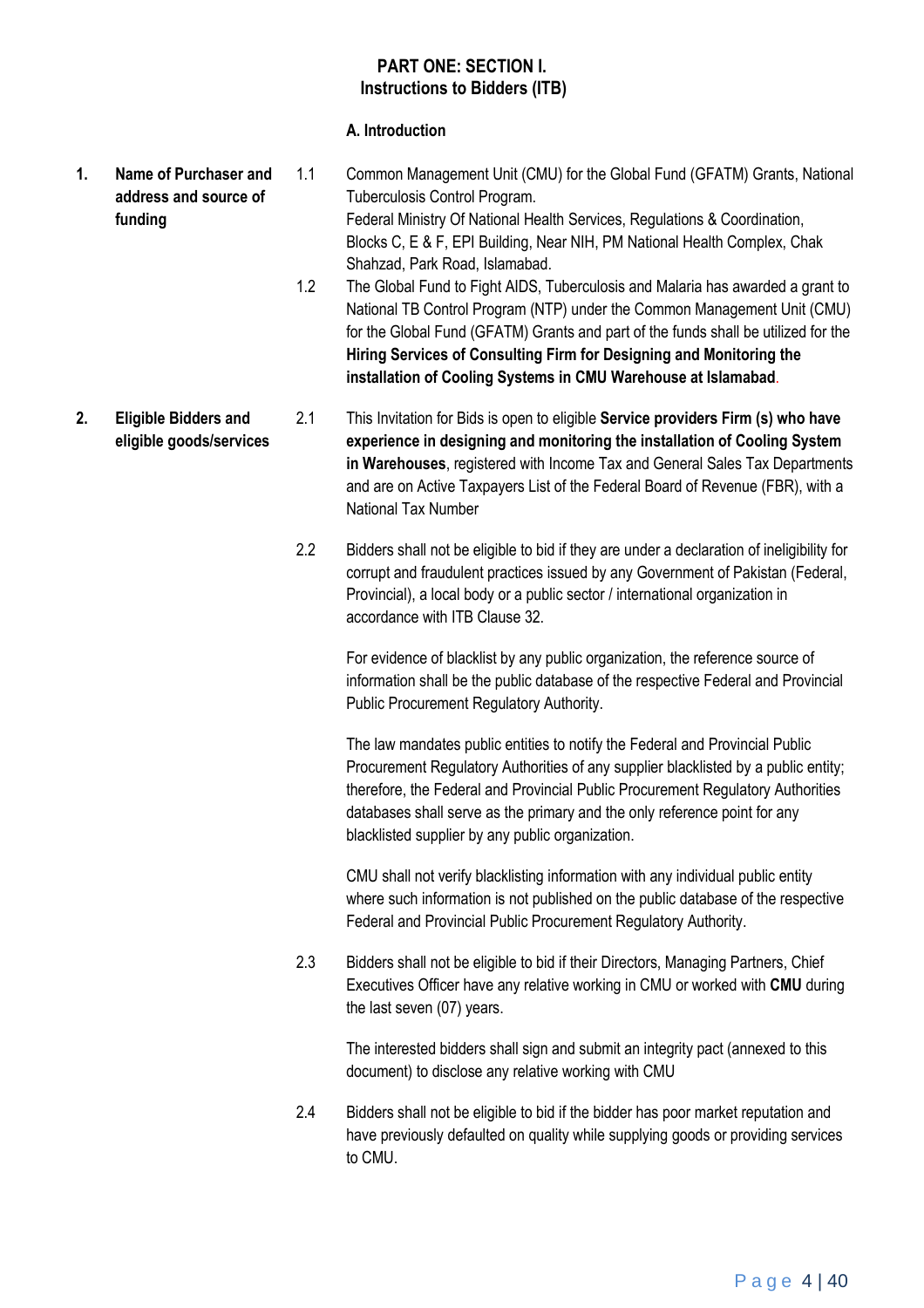# PART ONE: SECTION I.
## Instructions to Bidders (ITB)

### A. Introduction

**1. Name of Purchaser and address and source of funding**

1.1 Common Management Unit (CMU) for the Global Fund (GFATM) Grants, National Tuberculosis Control Program.
Federal Ministry Of National Health Services, Regulations & Coordination, Blocks C, E & F, EPI Building, Near NIH, PM National Health Complex, Chak Shahzad, Park Road, Islamabad.

1.2 The Global Fund to Fight AIDS, Tuberculosis and Malaria has awarded a grant to National TB Control Program (NTP) under the Common Management Unit (CMU) for the Global Fund (GFATM) Grants and part of the funds shall be utilized for the **Hiring Services of Consulting Firm for Designing and Monitoring the installation of Cooling Systems in CMU Warehouse at Islamabad**.

**2. Eligible Bidders and eligible goods/services**

2.1 This Invitation for Bids is open to eligible **Service providers Firm (s) who have experience in designing and monitoring the installation of Cooling System in Warehouses**, registered with Income Tax and General Sales Tax Departments and are on Active Taxpayers List of the Federal Board of Revenue (FBR), with a National Tax Number

2.2 Bidders shall not be eligible to bid if they are under a declaration of ineligibility for corrupt and fraudulent practices issued by any Government of Pakistan (Federal, Provincial), a local body or a public sector / international organization in accordance with ITB Clause 32.

For evidence of blacklist by any public organization, the reference source of information shall be the public database of the respective Federal and Provincial Public Procurement Regulatory Authority.

The law mandates public entities to notify the Federal and Provincial Public Procurement Regulatory Authorities of any supplier blacklisted by a public entity; therefore, the Federal and Provincial Public Procurement Regulatory Authorities databases shall serve as the primary and the only reference point for any blacklisted supplier by any public organization.

CMU shall not verify blacklisting information with any individual public entity where such information is not published on the public database of the respective Federal and Provincial Public Procurement Regulatory Authority.

2.3 Bidders shall not be eligible to bid if their Directors, Managing Partners, Chief Executives Officer have any relative working in CMU or worked with **CMU** during the last seven (07) years.

The interested bidders shall sign and submit an integrity pact (annexed to this document) to disclose any relative working with CMU

2.4 Bidders shall not be eligible to bid if the bidder has poor market reputation and have previously defaulted on quality while supplying goods or providing services to CMU.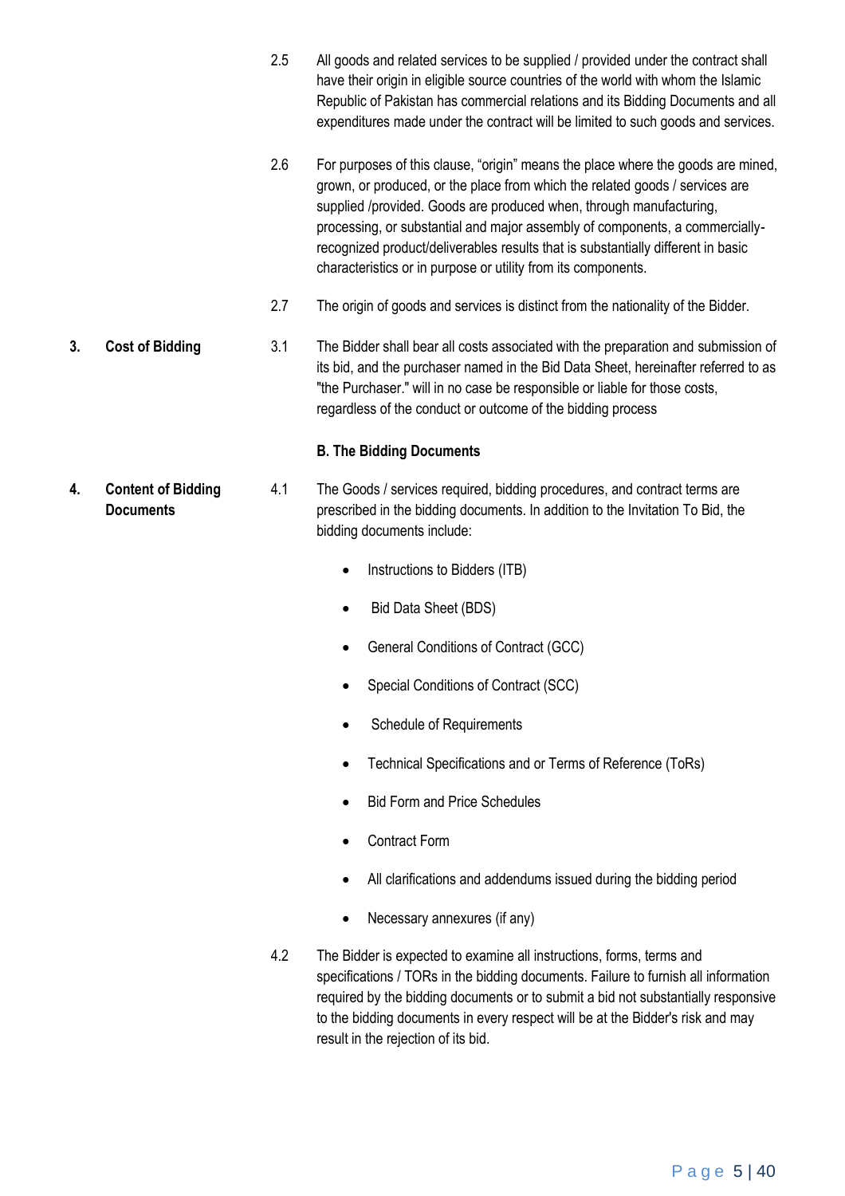2.5 All goods and related services to be supplied / provided under the contract shall have their origin in eligible source countries of the world with whom the Islamic Republic of Pakistan has commercial relations and its Bidding Documents and all expenditures made under the contract will be limited to such goods and services.

2.6 For purposes of this clause, "origin" means the place where the goods are mined, grown, or produced, or the place from which the related goods / services are supplied /provided. Goods are produced when, through manufacturing, processing, or substantial and major assembly of components, a commercially-recognized product/deliverables results that is substantially different in basic characteristics or in purpose or utility from its components.

2.7 The origin of goods and services is distinct from the nationality of the Bidder.

**3. Cost of Bidding**

3.1 The Bidder shall bear all costs associated with the preparation and submission of its bid, and the purchaser named in the Bid Data Sheet, hereinafter referred to as "the Purchaser." will in no case be responsible or liable for those costs, regardless of the conduct or outcome of the bidding process

## B. The Bidding Documents

**4. Content of Bidding Documents**

4.1 The Goods / services required, bidding procedures, and contract terms are prescribed in the bidding documents. In addition to the Invitation To Bid, the bidding documents include:

- Instructions to Bidders (ITB)
- Bid Data Sheet (BDS)
- General Conditions of Contract (GCC)
- Special Conditions of Contract (SCC)
- Schedule of Requirements
- Technical Specifications and or Terms of Reference (ToRs)
- Bid Form and Price Schedules
- Contract Form
- All clarifications and addendums issued during the bidding period
- Necessary annexures (if any)

4.2 The Bidder is expected to examine all instructions, forms, terms and specifications / TORs in the bidding documents. Failure to furnish all information required by the bidding documents or to submit a bid not substantially responsive to the bidding documents in every respect will be at the Bidder's risk and may result in the rejection of its bid.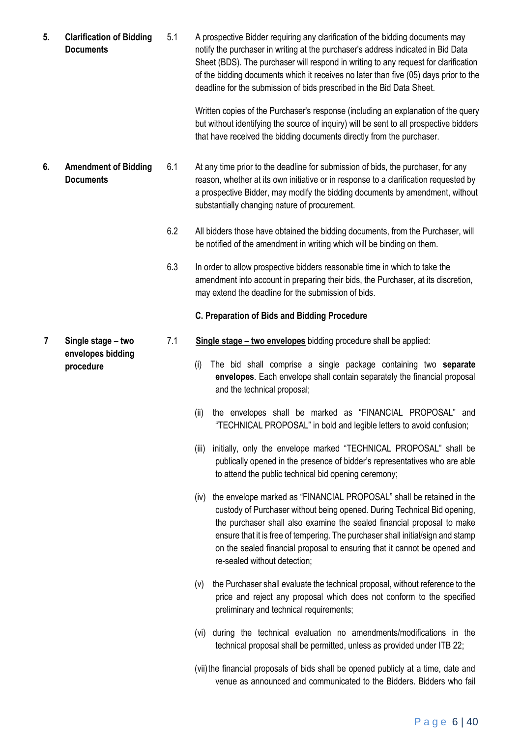**5. Clarification of Bidding Documents**

5.1 A prospective Bidder requiring any clarification of the bidding documents may notify the purchaser in writing at the purchaser's address indicated in Bid Data Sheet (BDS). The purchaser will respond in writing to any request for clarification of the bidding documents which it receives no later than five (05) days prior to the deadline for the submission of bids prescribed in the Bid Data Sheet.

Written copies of the Purchaser's response (including an explanation of the query but without identifying the source of inquiry) will be sent to all prospective bidders that have received the bidding documents directly from the purchaser.

**6. Amendment of Bidding Documents**

6.1 At any time prior to the deadline for submission of bids, the purchaser, for any reason, whether at its own initiative or in response to a clarification requested by a prospective Bidder, may modify the bidding documents by amendment, without substantially changing nature of procurement.

6.2 All bidders those have obtained the bidding documents, from the Purchaser, will be notified of the amendment in writing which will be binding on them.

6.3 In order to allow prospective bidders reasonable time in which to take the amendment into account in preparing their bids, the Purchaser, at its discretion, may extend the deadline for the submission of bids.

## C. Preparation of Bids and Bidding Procedure

**7 Single stage – two envelopes bidding procedure**

7.1 **Single stage – two envelopes** bidding procedure shall be applied:

(i) The bid shall comprise a single package containing two **separate envelopes**. Each envelope shall contain separately the financial proposal and the technical proposal;

(ii) the envelopes shall be marked as "FINANCIAL PROPOSAL" and "TECHNICAL PROPOSAL" in bold and legible letters to avoid confusion;

(iii) initially, only the envelope marked "TECHNICAL PROPOSAL" shall be publically opened in the presence of bidder's representatives who are able to attend the public technical bid opening ceremony;

(iv) the envelope marked as "FINANCIAL PROPOSAL" shall be retained in the custody of Purchaser without being opened. During Technical Bid opening, the purchaser shall also examine the sealed financial proposal to make ensure that it is free of tempering. The purchaser shall initial/sign and stamp on the sealed financial proposal to ensuring that it cannot be opened and re-sealed without detection;

(v) the Purchaser shall evaluate the technical proposal, without reference to the price and reject any proposal which does not conform to the specified preliminary and technical requirements;

(vi) during the technical evaluation no amendments/modifications in the technical proposal shall be permitted, unless as provided under ITB 22;

(vii) the financial proposals of bids shall be opened publicly at a time, date and venue as announced and communicated to the Bidders. Bidders who fail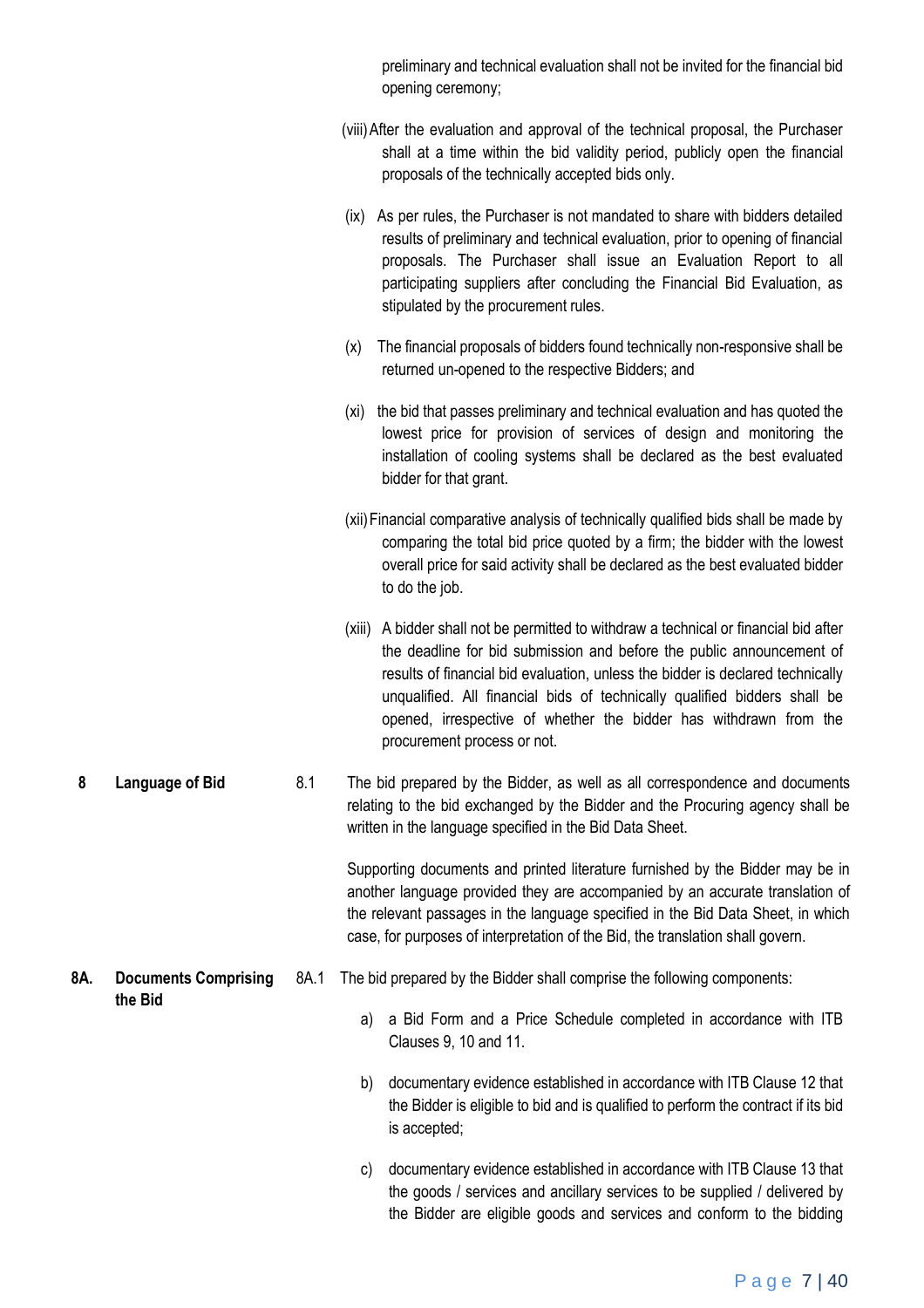preliminary and technical evaluation shall not be invited for the financial bid opening ceremony;

(viii) After the evaluation and approval of the technical proposal, the Purchaser shall at a time within the bid validity period, publicly open the financial proposals of the technically accepted bids only.

(ix) As per rules, the Purchaser is not mandated to share with bidders detailed results of preliminary and technical evaluation, prior to opening of financial proposals. The Purchaser shall issue an Evaluation Report to all participating suppliers after concluding the Financial Bid Evaluation, as stipulated by the procurement rules.

(x) The financial proposals of bidders found technically non-responsive shall be returned un-opened to the respective Bidders; and

(xi) the bid that passes preliminary and technical evaluation and has quoted the lowest price for provision of services of design and monitoring the installation of cooling systems shall be declared as the best evaluated bidder for that grant.

(xii) Financial comparative analysis of technically qualified bids shall be made by comparing the total bid price quoted by a firm; the bidder with the lowest overall price for said activity shall be declared as the best evaluated bidder to do the job.

(xiii) A bidder shall not be permitted to withdraw a technical or financial bid after the deadline for bid submission and before the public announcement of results of financial bid evaluation, unless the bidder is declared technically unqualified. All financial bids of technically qualified bidders shall be opened, irrespective of whether the bidder has withdrawn from the procurement process or not.

**8 Language of Bid**

8.1 The bid prepared by the Bidder, as well as all correspondence and documents relating to the bid exchanged by the Bidder and the Procuring agency shall be written in the language specified in the Bid Data Sheet.

Supporting documents and printed literature furnished by the Bidder may be in another language provided they are accompanied by an accurate translation of the relevant passages in the language specified in the Bid Data Sheet, in which case, for purposes of interpretation of the Bid, the translation shall govern.

**8A. Documents Comprising the Bid**

8A.1 The bid prepared by the Bidder shall comprise the following components:

a) a Bid Form and a Price Schedule completed in accordance with ITB Clauses 9, 10 and 11.

b) documentary evidence established in accordance with ITB Clause 12 that the Bidder is eligible to bid and is qualified to perform the contract if its bid is accepted;

c) documentary evidence established in accordance with ITB Clause 13 that the goods / services and ancillary services to be supplied / delivered by the Bidder are eligible goods and services and conform to the bidding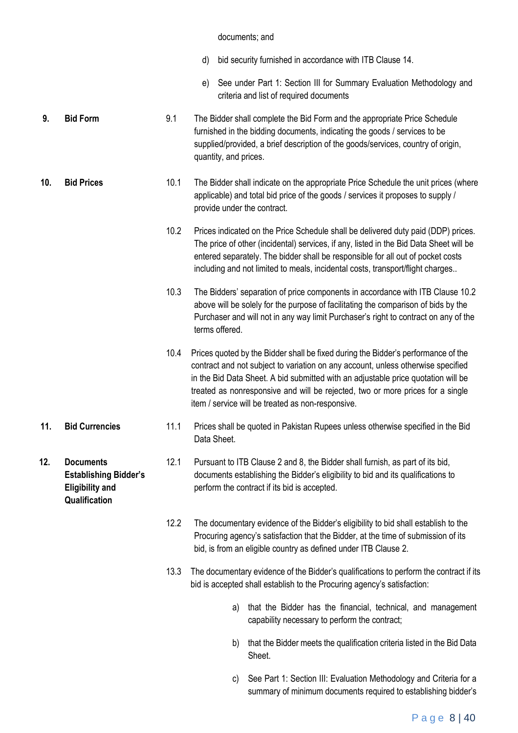documents; and

d) bid security furnished in accordance with ITB Clause 14.

e) See under Part 1: Section III for Summary Evaluation Methodology and criteria and list of required documents

**9. Bid Form**

9.1 The Bidder shall complete the Bid Form and the appropriate Price Schedule furnished in the bidding documents, indicating the goods / services to be supplied/provided, a brief description of the goods/services, country of origin, quantity, and prices.

**10. Bid Prices**

10.1 The Bidder shall indicate on the appropriate Price Schedule the unit prices (where applicable) and total bid price of the goods / services it proposes to supply / provide under the contract.

10.2 Prices indicated on the Price Schedule shall be delivered duty paid (DDP) prices. The price of other (incidental) services, if any, listed in the Bid Data Sheet will be entered separately. The bidder shall be responsible for all out of pocket costs including and not limited to meals, incidental costs, transport/flight charges..

10.3 The Bidders' separation of price components in accordance with ITB Clause 10.2 above will be solely for the purpose of facilitating the comparison of bids by the Purchaser and will not in any way limit Purchaser's right to contract on any of the terms offered.

10.4 Prices quoted by the Bidder shall be fixed during the Bidder's performance of the contract and not subject to variation on any account, unless otherwise specified in the Bid Data Sheet. A bid submitted with an adjustable price quotation will be treated as nonresponsive and will be rejected, two or more prices for a single item / service will be treated as non-responsive.

**11. Bid Currencies**

11.1 Prices shall be quoted in Pakistan Rupees unless otherwise specified in the Bid Data Sheet.

**12. Documents Establishing Bidder's Eligibility and Qualification**

12.1 Pursuant to ITB Clause 2 and 8, the Bidder shall furnish, as part of its bid, documents establishing the Bidder's eligibility to bid and its qualifications to perform the contract if its bid is accepted.

12.2 The documentary evidence of the Bidder's eligibility to bid shall establish to the Procuring agency's satisfaction that the Bidder, at the time of submission of its bid, is from an eligible country as defined under ITB Clause 2.

13.3 The documentary evidence of the Bidder's qualifications to perform the contract if its bid is accepted shall establish to the Procuring agency's satisfaction:

a) that the Bidder has the financial, technical, and management capability necessary to perform the contract;

b) that the Bidder meets the qualification criteria listed in the Bid Data Sheet.

c) See Part 1: Section III: Evaluation Methodology and Criteria for a summary of minimum documents required to establishing bidder's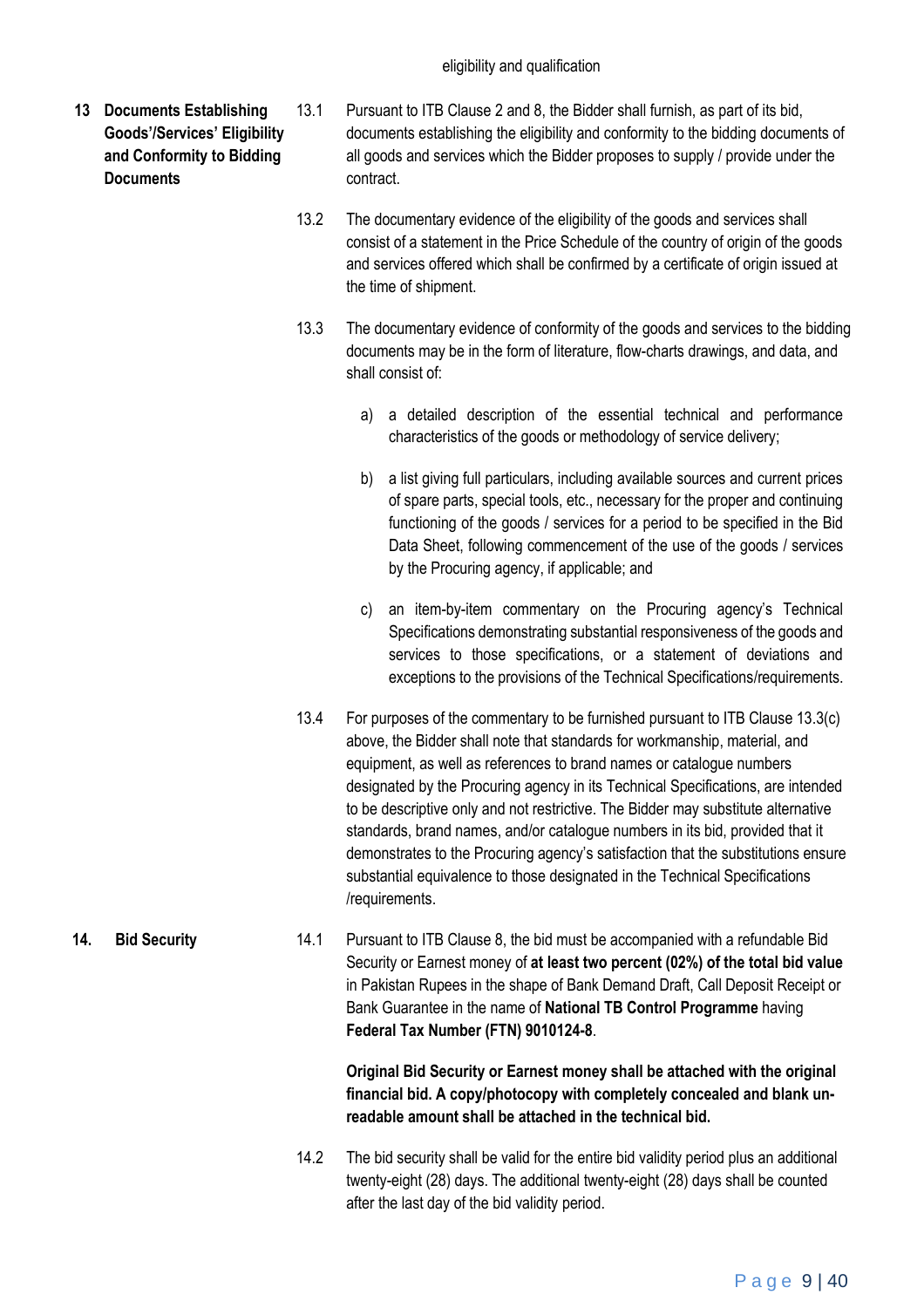eligibility and qualification

**13 Documents Establishing Goods'/Services' Eligibility and Conformity to Bidding Documents**

13.1 Pursuant to ITB Clause 2 and 8, the Bidder shall furnish, as part of its bid, documents establishing the eligibility and conformity to the bidding documents of all goods and services which the Bidder proposes to supply / provide under the contract.

13.2 The documentary evidence of the eligibility of the goods and services shall consist of a statement in the Price Schedule of the country of origin of the goods and services offered which shall be confirmed by a certificate of origin issued at the time of shipment.

13.3 The documentary evidence of conformity of the goods and services to the bidding documents may be in the form of literature, flow-charts drawings, and data, and shall consist of:

a) a detailed description of the essential technical and performance characteristics of the goods or methodology of service delivery;

b) a list giving full particulars, including available sources and current prices of spare parts, special tools, etc., necessary for the proper and continuing functioning of the goods / services for a period to be specified in the Bid Data Sheet, following commencement of the use of the goods / services by the Procuring agency, if applicable; and

c) an item-by-item commentary on the Procuring agency's Technical Specifications demonstrating substantial responsiveness of the goods and services to those specifications, or a statement of deviations and exceptions to the provisions of the Technical Specifications/requirements.

13.4 For purposes of the commentary to be furnished pursuant to ITB Clause 13.3(c) above, the Bidder shall note that standards for workmanship, material, and equipment, as well as references to brand names or catalogue numbers designated by the Procuring agency in its Technical Specifications, are intended to be descriptive only and not restrictive. The Bidder may substitute alternative standards, brand names, and/or catalogue numbers in its bid, provided that it demonstrates to the Procuring agency's satisfaction that the substitutions ensure substantial equivalence to those designated in the Technical Specifications /requirements.

**14. Bid Security**

14.1 Pursuant to ITB Clause 8, the bid must be accompanied with a refundable Bid Security or Earnest money of **at least two percent (02%) of the total bid value** in Pakistan Rupees in the shape of Bank Demand Draft, Call Deposit Receipt or Bank Guarantee in the name of **National TB Control Programme** having **Federal Tax Number (FTN) 9010124-8**.

**Original Bid Security or Earnest money shall be attached with the original financial bid. A copy/photocopy with completely concealed and blank un-readable amount shall be attached in the technical bid.**

14.2 The bid security shall be valid for the entire bid validity period plus an additional twenty-eight (28) days. The additional twenty-eight (28) days shall be counted after the last day of the bid validity period.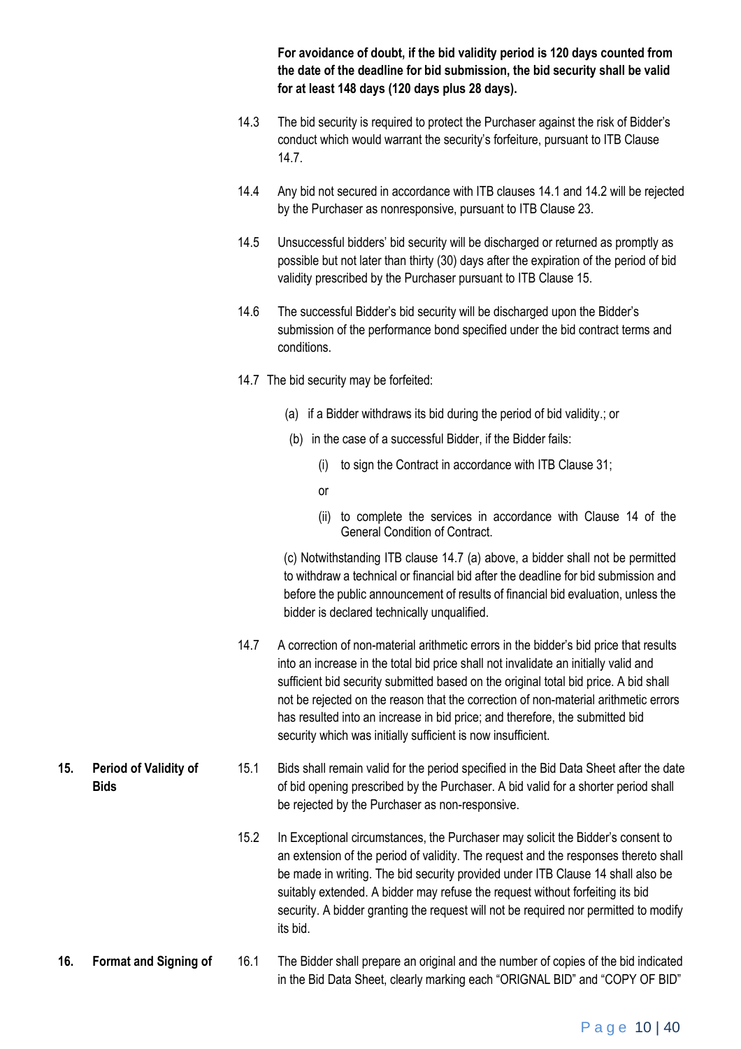**For avoidance of doubt, if the bid validity period is 120 days counted from the date of the deadline for bid submission, the bid security shall be valid for at least 148 days (120 days plus 28 days).**

14.3 The bid security is required to protect the Purchaser against the risk of Bidder's conduct which would warrant the security's forfeiture, pursuant to ITB Clause 14.7.

14.4 Any bid not secured in accordance with ITB clauses 14.1 and 14.2 will be rejected by the Purchaser as nonresponsive, pursuant to ITB Clause 23.

14.5 Unsuccessful bidders' bid security will be discharged or returned as promptly as possible but not later than thirty (30) days after the expiration of the period of bid validity prescribed by the Purchaser pursuant to ITB Clause 15.

14.6 The successful Bidder's bid security will be discharged upon the Bidder's submission of the performance bond specified under the bid contract terms and conditions.

14.7 The bid security may be forfeited:

(a) if a Bidder withdraws its bid during the period of bid validity.; or

(b) in the case of a successful Bidder, if the Bidder fails:

(i) to sign the Contract in accordance with ITB Clause 31;

or

(ii) to complete the services in accordance with Clause 14 of the General Condition of Contract.

(c) Notwithstanding ITB clause 14.7 (a) above, a bidder shall not be permitted to withdraw a technical or financial bid after the deadline for bid submission and before the public announcement of results of financial bid evaluation, unless the bidder is declared technically unqualified.

14.7 A correction of non-material arithmetic errors in the bidder's bid price that results into an increase in the total bid price shall not invalidate an initially valid and sufficient bid security submitted based on the original total bid price. A bid shall not be rejected on the reason that the correction of non-material arithmetic errors has resulted into an increase in bid price; and therefore, the submitted bid security which was initially sufficient is now insufficient.

## 15. Period of Validity of Bids

15.1 Bids shall remain valid for the period specified in the Bid Data Sheet after the date of bid opening prescribed by the Purchaser. A bid valid for a shorter period shall be rejected by the Purchaser as non-responsive.

15.2 In Exceptional circumstances, the Purchaser may solicit the Bidder's consent to an extension of the period of validity. The request and the responses thereto shall be made in writing. The bid security provided under ITB Clause 14 shall also be suitably extended. A bidder may refuse the request without forfeiting its bid security. A bidder granting the request will not be required nor permitted to modify its bid.

## 16. Format and Signing of

16.1 The Bidder shall prepare an original and the number of copies of the bid indicated in the Bid Data Sheet, clearly marking each "ORIGNAL BID" and "COPY OF BID"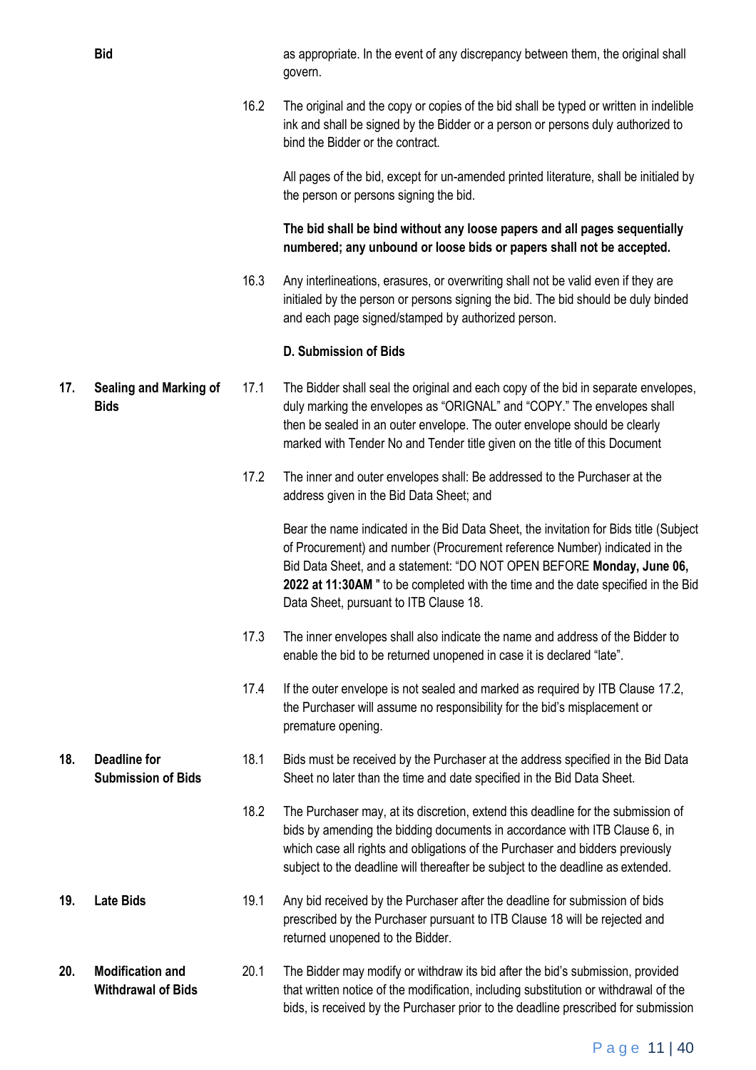**Bid**

as appropriate. In the event of any discrepancy between them, the original shall govern.

16.2 The original and the copy or copies of the bid shall be typed or written in indelible ink and shall be signed by the Bidder or a person or persons duly authorized to bind the Bidder or the contract.

All pages of the bid, except for un-amended printed literature, shall be initialed by the person or persons signing the bid.

**The bid shall be bind without any loose papers and all pages sequentially numbered; any unbound or loose bids or papers shall not be accepted.**

16.3 Any interlineations, erasures, or overwriting shall not be valid even if they are initialed by the person or persons signing the bid. The bid should be duly binded and each page signed/stamped by authorized person.

**D. Submission of Bids**

**17. Sealing and Marking of Bids**

17.1 The Bidder shall seal the original and each copy of the bid in separate envelopes, duly marking the envelopes as "ORIGNAL" and "COPY." The envelopes shall then be sealed in an outer envelope. The outer envelope should be clearly marked with Tender No and Tender title given on the title of this Document

17.2 The inner and outer envelopes shall: Be addressed to the Purchaser at the address given in the Bid Data Sheet; and

Bear the name indicated in the Bid Data Sheet, the invitation for Bids title (Subject of Procurement) and number (Procurement reference Number) indicated in the Bid Data Sheet, and a statement: "DO NOT OPEN BEFORE **Monday, June 06, 2022 at 11:30AM** " to be completed with the time and the date specified in the Bid Data Sheet, pursuant to ITB Clause 18.

17.3 The inner envelopes shall also indicate the name and address of the Bidder to enable the bid to be returned unopened in case it is declared "late".

17.4 If the outer envelope is not sealed and marked as required by ITB Clause 17.2, the Purchaser will assume no responsibility for the bid's misplacement or premature opening.

**18. Deadline for Submission of Bids**

18.1 Bids must be received by the Purchaser at the address specified in the Bid Data Sheet no later than the time and date specified in the Bid Data Sheet.

18.2 The Purchaser may, at its discretion, extend this deadline for the submission of bids by amending the bidding documents in accordance with ITB Clause 6, in which case all rights and obligations of the Purchaser and bidders previously subject to the deadline will thereafter be subject to the deadline as extended.

**19. Late Bids**

19.1 Any bid received by the Purchaser after the deadline for submission of bids prescribed by the Purchaser pursuant to ITB Clause 18 will be rejected and returned unopened to the Bidder.

**20. Modification and Withdrawal of Bids**

20.1 The Bidder may modify or withdraw its bid after the bid's submission, provided that written notice of the modification, including substitution or withdrawal of the bids, is received by the Purchaser prior to the deadline prescribed for submission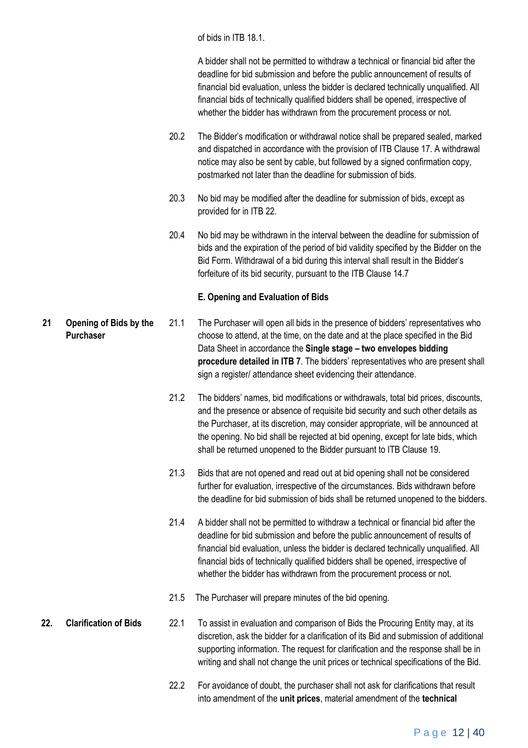of bids in ITB 18.1.

A bidder shall not be permitted to withdraw a technical or financial bid after the deadline for bid submission and before the public announcement of results of financial bid evaluation, unless the bidder is declared technically unqualified. All financial bids of technically qualified bidders shall be opened, irrespective of whether the bidder has withdrawn from the procurement process or not.

20.2 The Bidder's modification or withdrawal notice shall be prepared sealed, marked and dispatched in accordance with the provision of ITB Clause 17. A withdrawal notice may also be sent by cable, but followed by a signed confirmation copy, postmarked not later than the deadline for submission of bids.

20.3 No bid may be modified after the deadline for submission of bids, except as provided for in ITB 22.

20.4 No bid may be withdrawn in the interval between the deadline for submission of bids and the expiration of the period of bid validity specified by the Bidder on the Bid Form. Withdrawal of a bid during this interval shall result in the Bidder's forfeiture of its bid security, pursuant to the ITB Clause 14.7

### E. Opening and Evaluation of Bids

**21 Opening of Bids by the Purchaser**

21.1 The Purchaser will open all bids in the presence of bidders' representatives who choose to attend, at the time, on the date and at the place specified in the Bid Data Sheet in accordance the **Single stage – two envelopes bidding procedure detailed in ITB 7**. The bidders' representatives who are present shall sign a register/ attendance sheet evidencing their attendance.

21.2 The bidders' names, bid modifications or withdrawals, total bid prices, discounts, and the presence or absence of requisite bid security and such other details as the Purchaser, at its discretion, may consider appropriate, will be announced at the opening. No bid shall be rejected at bid opening, except for late bids, which shall be returned unopened to the Bidder pursuant to ITB Clause 19.

21.3 Bids that are not opened and read out at bid opening shall not be considered further for evaluation, irrespective of the circumstances. Bids withdrawn before the deadline for bid submission of bids shall be returned unopened to the bidders.

21.4 A bidder shall not be permitted to withdraw a technical or financial bid after the deadline for bid submission and before the public announcement of results of financial bid evaluation, unless the bidder is declared technically unqualified. All financial bids of technically qualified bidders shall be opened, irrespective of whether the bidder has withdrawn from the procurement process or not.

21.5 The Purchaser will prepare minutes of the bid opening.

**22. Clarification of Bids**

22.1 To assist in evaluation and comparison of Bids the Procuring Entity may, at its discretion, ask the bidder for a clarification of its Bid and submission of additional supporting information. The request for clarification and the response shall be in writing and shall not change the unit prices or technical specifications of the Bid.

22.2 For avoidance of doubt, the purchaser shall not ask for clarifications that result into amendment of the **unit prices**, material amendment of the **technical**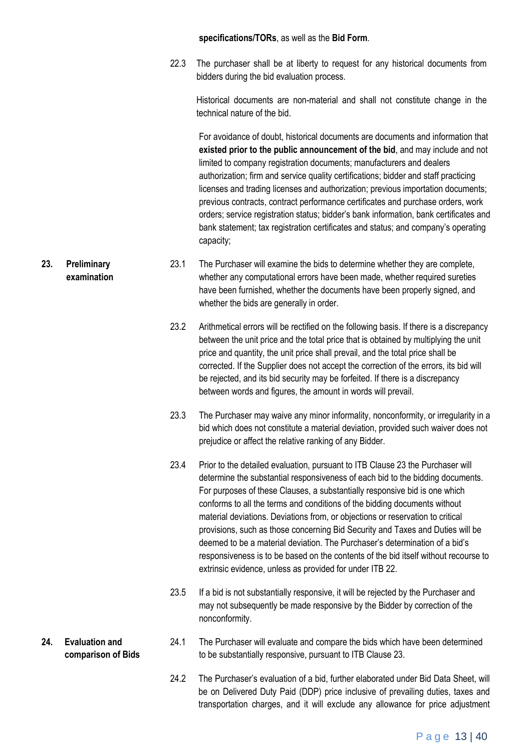**specifications/TORs**, as well as the **Bid Form**.

22.3 The purchaser shall be at liberty to request for any historical documents from bidders during the bid evaluation process.

Historical documents are non-material and shall not constitute change in the technical nature of the bid.

For avoidance of doubt, historical documents are documents and information that **existed prior to the public announcement of the bid**, and may include and not limited to company registration documents; manufacturers and dealers authorization; firm and service quality certifications; bidder and staff practicing licenses and trading licenses and authorization; previous importation documents; previous contracts, contract performance certificates and purchase orders, work orders; service registration status; bidder's bank information, bank certificates and bank statement; tax registration certificates and status; and company's operating capacity;

## 23. Preliminary examination

23.1 The Purchaser will examine the bids to determine whether they are complete, whether any computational errors have been made, whether required sureties have been furnished, whether the documents have been properly signed, and whether the bids are generally in order.

23.2 Arithmetical errors will be rectified on the following basis. If there is a discrepancy between the unit price and the total price that is obtained by multiplying the unit price and quantity, the unit price shall prevail, and the total price shall be corrected. If the Supplier does not accept the correction of the errors, its bid will be rejected, and its bid security may be forfeited. If there is a discrepancy between words and figures, the amount in words will prevail.

23.3 The Purchaser may waive any minor informality, nonconformity, or irregularity in a bid which does not constitute a material deviation, provided such waiver does not prejudice or affect the relative ranking of any Bidder.

23.4 Prior to the detailed evaluation, pursuant to ITB Clause 23 the Purchaser will determine the substantial responsiveness of each bid to the bidding documents. For purposes of these Clauses, a substantially responsive bid is one which conforms to all the terms and conditions of the bidding documents without material deviations. Deviations from, or objections or reservation to critical provisions, such as those concerning Bid Security and Taxes and Duties will be deemed to be a material deviation. The Purchaser's determination of a bid's responsiveness is to be based on the contents of the bid itself without recourse to extrinsic evidence, unless as provided for under ITB 22.

23.5 If a bid is not substantially responsive, it will be rejected by the Purchaser and may not subsequently be made responsive by the Bidder by correction of the nonconformity.

## 24. Evaluation and comparison of Bids

24.1 The Purchaser will evaluate and compare the bids which have been determined to be substantially responsive, pursuant to ITB Clause 23.

24.2 The Purchaser's evaluation of a bid, further elaborated under Bid Data Sheet, will be on Delivered Duty Paid (DDP) price inclusive of prevailing duties, taxes and transportation charges, and it will exclude any allowance for price adjustment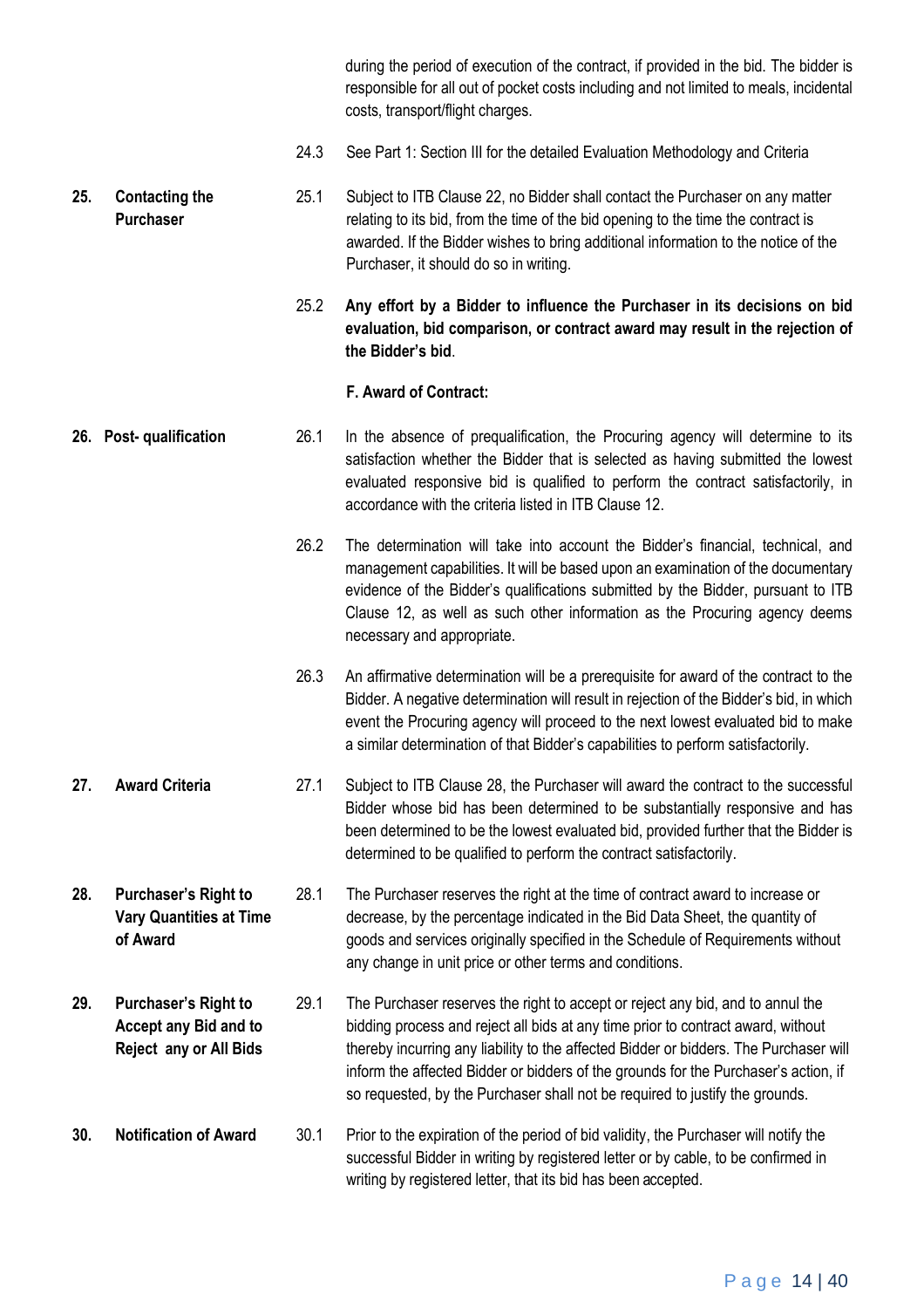during the period of execution of the contract, if provided in the bid. The bidder is responsible for all out of pocket costs including and not limited to meals, incidental costs, transport/flight charges.

24.3 See Part 1: Section III for the detailed Evaluation Methodology and Criteria

**25. Contacting the Purchaser**

25.1 Subject to ITB Clause 22, no Bidder shall contact the Purchaser on any matter relating to its bid, from the time of the bid opening to the time the contract is awarded. If the Bidder wishes to bring additional information to the notice of the Purchaser, it should do so in writing.

25.2 **Any effort by a Bidder to influence the Purchaser in its decisions on bid evaluation, bid comparison, or contract award may result in the rejection of the Bidder's bid**.

**F. Award of Contract:**

**26. Post- qualification**

26.1 In the absence of prequalification, the Procuring agency will determine to its satisfaction whether the Bidder that is selected as having submitted the lowest evaluated responsive bid is qualified to perform the contract satisfactorily, in accordance with the criteria listed in ITB Clause 12.

26.2 The determination will take into account the Bidder's financial, technical, and management capabilities. It will be based upon an examination of the documentary evidence of the Bidder's qualifications submitted by the Bidder, pursuant to ITB Clause 12, as well as such other information as the Procuring agency deems necessary and appropriate.

26.3 An affirmative determination will be a prerequisite for award of the contract to the Bidder. A negative determination will result in rejection of the Bidder's bid, in which event the Procuring agency will proceed to the next lowest evaluated bid to make a similar determination of that Bidder's capabilities to perform satisfactorily.

**27. Award Criteria**

27.1 Subject to ITB Clause 28, the Purchaser will award the contract to the successful Bidder whose bid has been determined to be substantially responsive and has been determined to be the lowest evaluated bid, provided further that the Bidder is determined to be qualified to perform the contract satisfactorily.

**28. Purchaser's Right to Vary Quantities at Time of Award**

28.1 The Purchaser reserves the right at the time of contract award to increase or decrease, by the percentage indicated in the Bid Data Sheet, the quantity of goods and services originally specified in the Schedule of Requirements without any change in unit price or other terms and conditions.

**29. Purchaser's Right to Accept any Bid and to Reject any or All Bids**

29.1 The Purchaser reserves the right to accept or reject any bid, and to annul the bidding process and reject all bids at any time prior to contract award, without thereby incurring any liability to the affected Bidder or bidders. The Purchaser will inform the affected Bidder or bidders of the grounds for the Purchaser's action, if so requested, by the Purchaser shall not be required to justify the grounds.

**30. Notification of Award**

30.1 Prior to the expiration of the period of bid validity, the Purchaser will notify the successful Bidder in writing by registered letter or by cable, to be confirmed in writing by registered letter, that its bid has been accepted.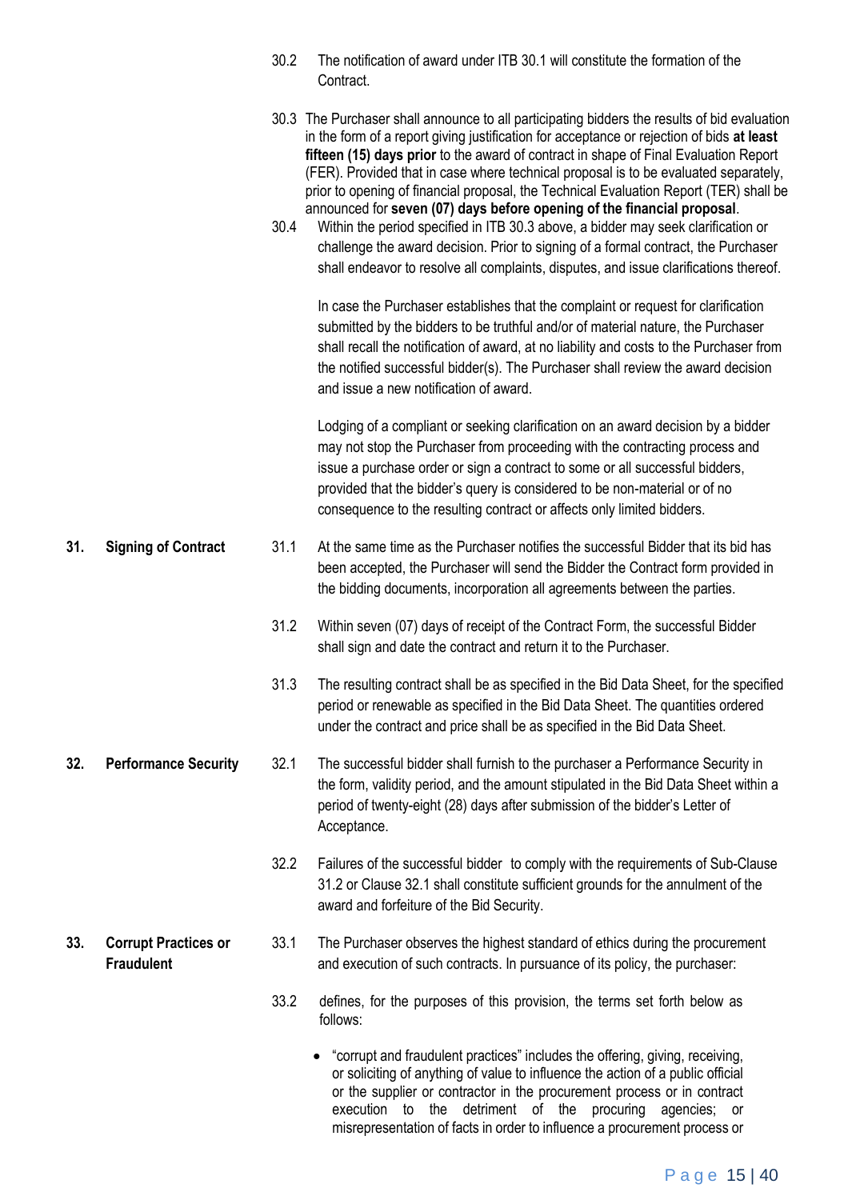30.2 The notification of award under ITB 30.1 will constitute the formation of the Contract.

30.3 The Purchaser shall announce to all participating bidders the results of bid evaluation in the form of a report giving justification for acceptance or rejection of bids **at least fifteen (15) days prior** to the award of contract in shape of Final Evaluation Report (FER). Provided that in case where technical proposal is to be evaluated separately, prior to opening of financial proposal, the Technical Evaluation Report (TER) shall be announced for **seven (07) days before opening of the financial proposal**.

30.4 Within the period specified in ITB 30.3 above, a bidder may seek clarification or challenge the award decision. Prior to signing of a formal contract, the Purchaser shall endeavor to resolve all complaints, disputes, and issue clarifications thereof.

In case the Purchaser establishes that the complaint or request for clarification submitted by the bidders to be truthful and/or of material nature, the Purchaser shall recall the notification of award, at no liability and costs to the Purchaser from the notified successful bidder(s). The Purchaser shall review the award decision and issue a new notification of award.

Lodging of a compliant or seeking clarification on an award decision by a bidder may not stop the Purchaser from proceeding with the contracting process and issue a purchase order or sign a contract to some or all successful bidders, provided that the bidder's query is considered to be non-material or of no consequence to the resulting contract or affects only limited bidders.

**31. Signing of Contract**

31.1 At the same time as the Purchaser notifies the successful Bidder that its bid has been accepted, the Purchaser will send the Bidder the Contract form provided in the bidding documents, incorporation all agreements between the parties.

31.2 Within seven (07) days of receipt of the Contract Form, the successful Bidder shall sign and date the contract and return it to the Purchaser.

31.3 The resulting contract shall be as specified in the Bid Data Sheet, for the specified period or renewable as specified in the Bid Data Sheet. The quantities ordered under the contract and price shall be as specified in the Bid Data Sheet.

**32. Performance Security**

32.1 The successful bidder shall furnish to the purchaser a Performance Security in the form, validity period, and the amount stipulated in the Bid Data Sheet within a period of twenty-eight (28) days after submission of the bidder's Letter of Acceptance.

32.2 Failures of the successful bidder to comply with the requirements of Sub-Clause 31.2 or Clause 32.1 shall constitute sufficient grounds for the annulment of the award and forfeiture of the Bid Security.

**33. Corrupt Practices or Fraudulent**

33.1 The Purchaser observes the highest standard of ethics during the procurement and execution of such contracts. In pursuance of its policy, the purchaser:

33.2 defines, for the purposes of this provision, the terms set forth below as follows:

- "corrupt and fraudulent practices" includes the offering, giving, receiving, or soliciting of anything of value to influence the action of a public official or the supplier or contractor in the procurement process or in contract execution to the detriment of the procuring agencies; or misrepresentation of facts in order to influence a procurement process or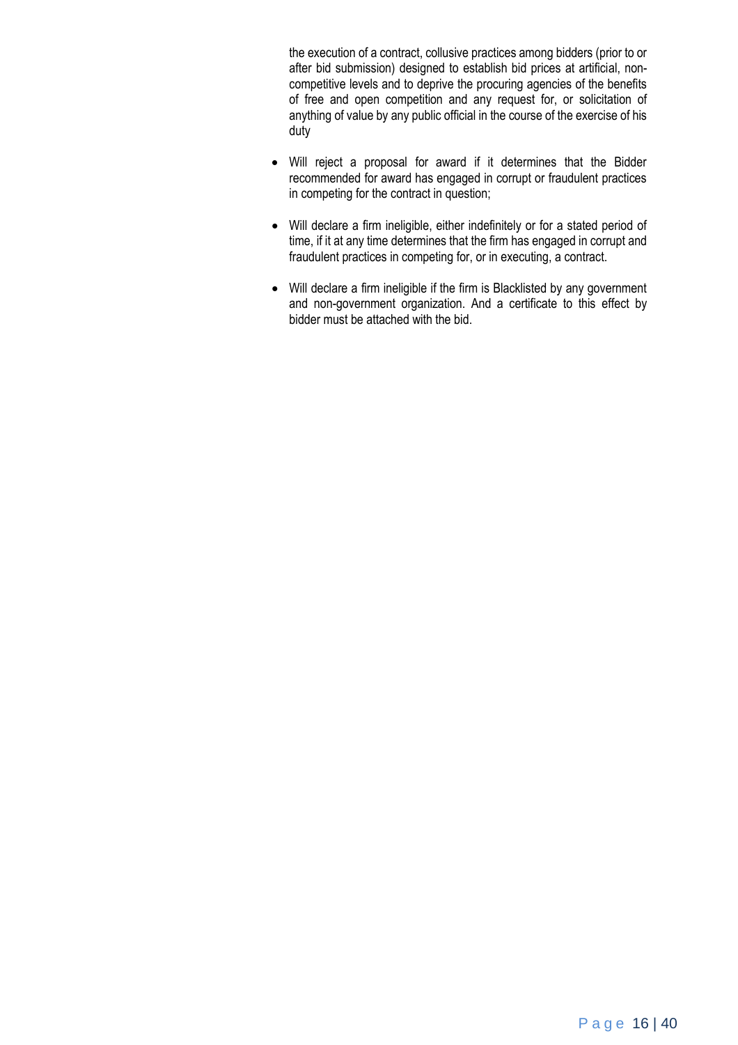the execution of a contract, collusive practices among bidders (prior to or after bid submission) designed to establish bid prices at artificial, non-competitive levels and to deprive the procuring agencies of the benefits of free and open competition and any request for, or solicitation of anything of value by any public official in the course of the exercise of his duty

- Will reject a proposal for award if it determines that the Bidder recommended for award has engaged in corrupt or fraudulent practices in competing for the contract in question;
- Will declare a firm ineligible, either indefinitely or for a stated period of time, if it at any time determines that the firm has engaged in corrupt and fraudulent practices in competing for, or in executing, a contract.
- Will declare a firm ineligible if the firm is Blacklisted by any government and non-government organization. And a certificate to this effect by bidder must be attached with the bid.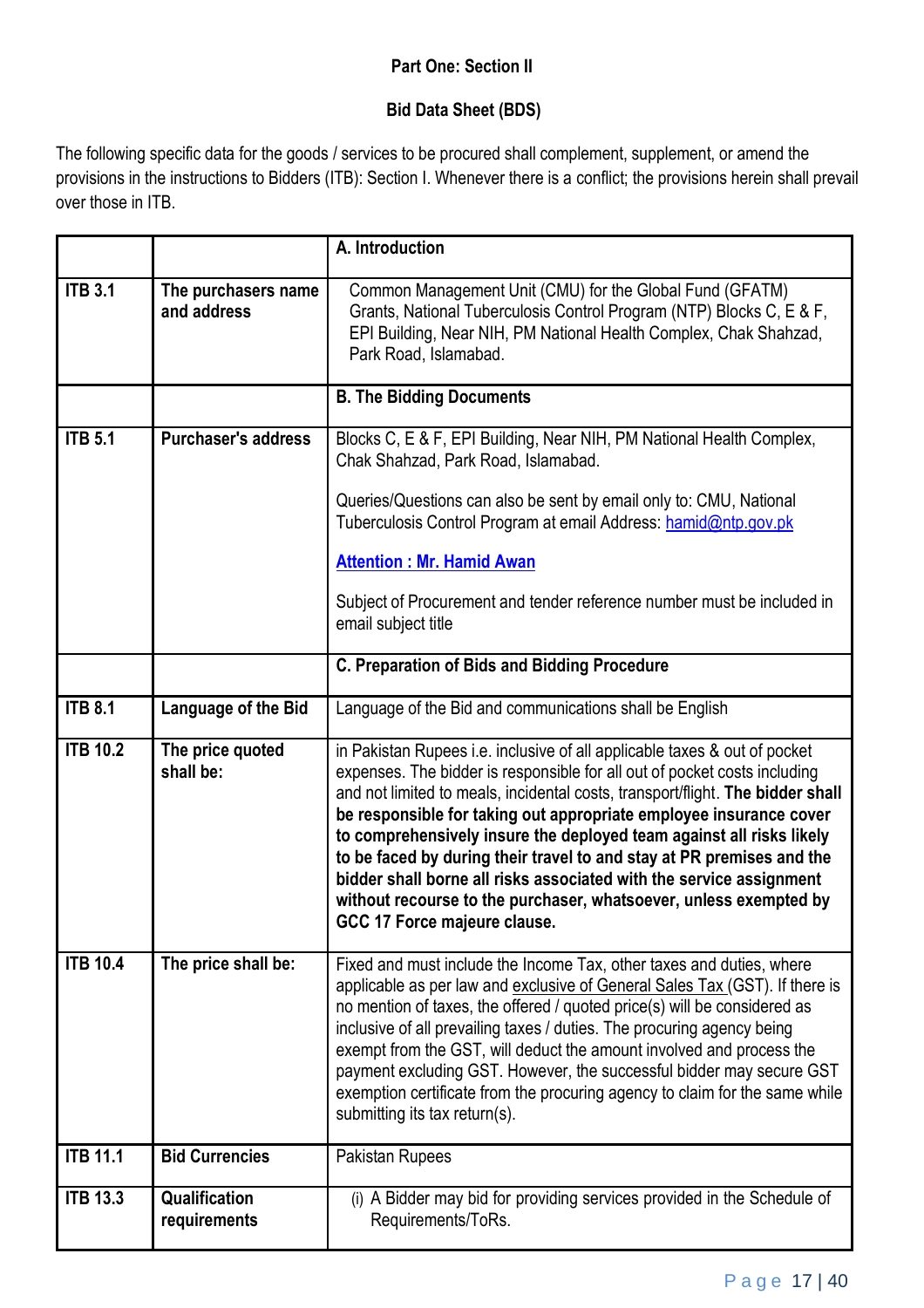**Part One: Section II**

**Bid Data Sheet (BDS)**

The following specific data for the goods / services to be procured shall complement, supplement, or amend the provisions in the instructions to Bidders (ITB): Section I. Whenever there is a conflict; the provisions herein shall prevail over those in ITB.

| | | **A. Introduction** |
|---|---|---|
| **ITB 3.1** | **The purchasers name and address** | Common Management Unit (CMU) for the Global Fund (GFATM) Grants, National Tuberculosis Control Program (NTP) Blocks C, E & F, EPI Building, Near NIH, PM National Health Complex, Chak Shahzad, Park Road, Islamabad. |
| | | **B. The Bidding Documents** |
| **ITB 5.1** | **Purchaser's address** | Blocks C, E & F, EPI Building, Near NIH, PM National Health Complex, Chak Shahzad, Park Road, Islamabad.<br><br>Queries/Questions can also be sent by email only to: CMU, National Tuberculosis Control Program at email Address: hamid@ntp.gov.pk<br><br>**Attention : Mr. Hamid Awan**<br><br>Subject of Procurement and tender reference number must be included in email subject title |
| | | **C. Preparation of Bids and Bidding Procedure** |
| **ITB 8.1** | **Language of the Bid** | Language of the Bid and communications shall be English |
| **ITB 10.2** | **The price quoted shall be:** | in Pakistan Rupees i.e. inclusive of all applicable taxes & out of pocket expenses. The bidder is responsible for all out of pocket costs including and not limited to meals, incidental costs, transport/flight. **The bidder shall be responsible for taking out appropriate employee insurance cover to comprehensively insure the deployed team against all risks likely to be faced by during their travel to and stay at PR premises and the bidder shall borne all risks associated with the service assignment without recourse to the purchaser, whatsoever, unless exempted by GCC 17 Force majeure clause.** |
| **ITB 10.4** | **The price shall be:** | Fixed and must include the Income Tax, other taxes and duties, where applicable as per law and exclusive of General Sales Tax (GST). If there is no mention of taxes, the offered / quoted price(s) will be considered as inclusive of all prevailing taxes / duties. The procuring agency being exempt from the GST, will deduct the amount involved and process the payment excluding GST. However, the successful bidder may secure GST exemption certificate from the procuring agency to claim for the same while submitting its tax return(s). |
| **ITB 11.1** | **Bid Currencies** | Pakistan Rupees |
| **ITB 13.3** | **Qualification requirements** | (i) A Bidder may bid for providing services provided in the Schedule of Requirements/ToRs. |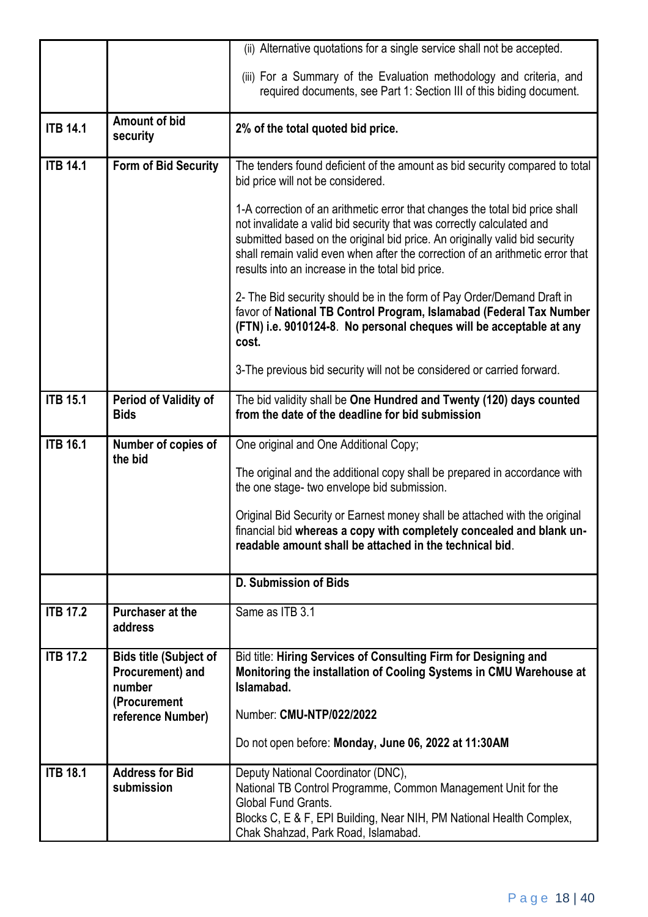| | | |
|---|---|---|
| | | (ii) Alternative quotations for a single service shall not be accepted.<br><br>(iii) For a Summary of the Evaluation methodology and criteria, and required documents, see Part 1: Section III of this biding document. |
| **ITB 14.1** | **Amount of bid security** | **2% of the total quoted bid price.** |
| **ITB 14.1** | **Form of Bid Security** | The tenders found deficient of the amount as bid security compared to total bid price will not be considered.<br><br>1-A correction of an arithmetic error that changes the total bid price shall not invalidate a valid bid security that was correctly calculated and submitted based on the original bid price. An originally valid bid security shall remain valid even when after the correction of an arithmetic error that results into an increase in the total bid price.<br><br>2- The Bid security should be in the form of Pay Order/Demand Draft in favor of **National TB Control Program, Islamabad (Federal Tax Number (FTN) i.e. 9010124-8**. **No personal cheques will be acceptable at any cost.**<br><br>3-The previous bid security will not be considered or carried forward. |
| **ITB 15.1** | **Period of Validity of Bids** | The bid validity shall be **One Hundred and Twenty (120) days counted from the date of the deadline for bid submission** |
| **ITB 16.1** | **Number of copies of the bid** | One original and One Additional Copy;<br><br>The original and the additional copy shall be prepared in accordance with the one stage- two envelope bid submission.<br><br>Original Bid Security or Earnest money shall be attached with the original financial bid **whereas a copy with completely concealed and blank un-readable amount shall be attached in the technical bid**. |
| | | **D. Submission of Bids** |
| **ITB 17.2** | **Purchaser at the address** | Same as ITB 3.1 |
| **ITB 17.2** | **Bids title (Subject of Procurement) and number (Procurement reference Number)** | Bid title: **Hiring Services of Consulting Firm for Designing and Monitoring the installation of Cooling Systems in CMU Warehouse at Islamabad.**<br><br>Number: **CMU-NTP/022/2022**<br><br>Do not open before: **Monday, June 06, 2022 at 11:30AM** |
| **ITB 18.1** | **Address for Bid submission** | Deputy National Coordinator (DNC),<br>National TB Control Programme, Common Management Unit for the Global Fund Grants.<br>Blocks C, E & F, EPI Building, Near NIH, PM National Health Complex, Chak Shahzad, Park Road, Islamabad. |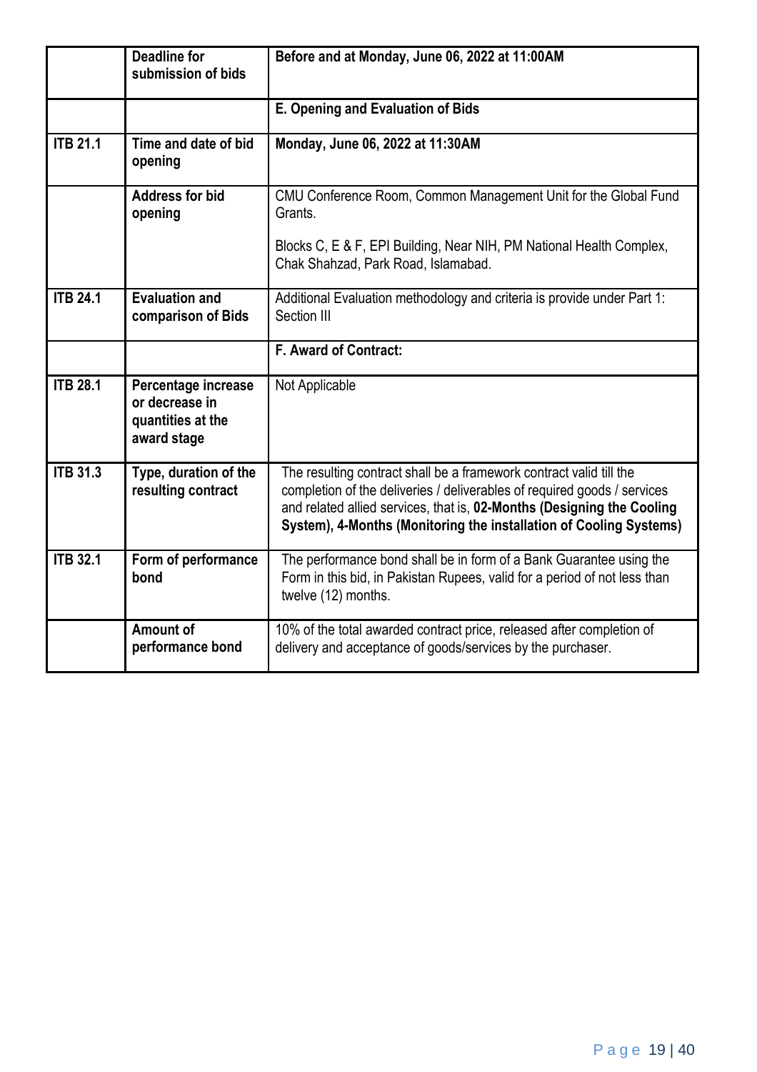| | | |
|---|---|---|
| | **Deadline for submission of bids** | **Before and at Monday, June 06, 2022 at 11:00AM** |
| | | **E. Opening and Evaluation of Bids** |
| **ITB 21.1** | **Time and date of bid opening** | **Monday, June 06, 2022 at 11:30AM** |
| | **Address for bid opening** | CMU Conference Room, Common Management Unit for the Global Fund Grants.<br><br>Blocks C, E & F, EPI Building, Near NIH, PM National Health Complex, Chak Shahzad, Park Road, Islamabad. |
| **ITB 24.1** | **Evaluation and comparison of Bids** | Additional Evaluation methodology and criteria is provide under Part 1: Section III |
| | | **F. Award of Contract:** |
| **ITB 28.1** | **Percentage increase or decrease in quantities at the award stage** | Not Applicable |
| **ITB 31.3** | **Type, duration of the resulting contract** | The resulting contract shall be a framework contract valid till the completion of the deliveries / deliverables of required goods / services and related allied services, that is, **02-Months (Designing the Cooling System), 4-Months (Monitoring the installation of Cooling Systems)** |
| **ITB 32.1** | **Form of performance bond** | The performance bond shall be in form of a Bank Guarantee using the Form in this bid, in Pakistan Rupees, valid for a period of not less than twelve (12) months. |
| | **Amount of performance bond** | 10% of the total awarded contract price, released after completion of delivery and acceptance of goods/services by the purchaser. |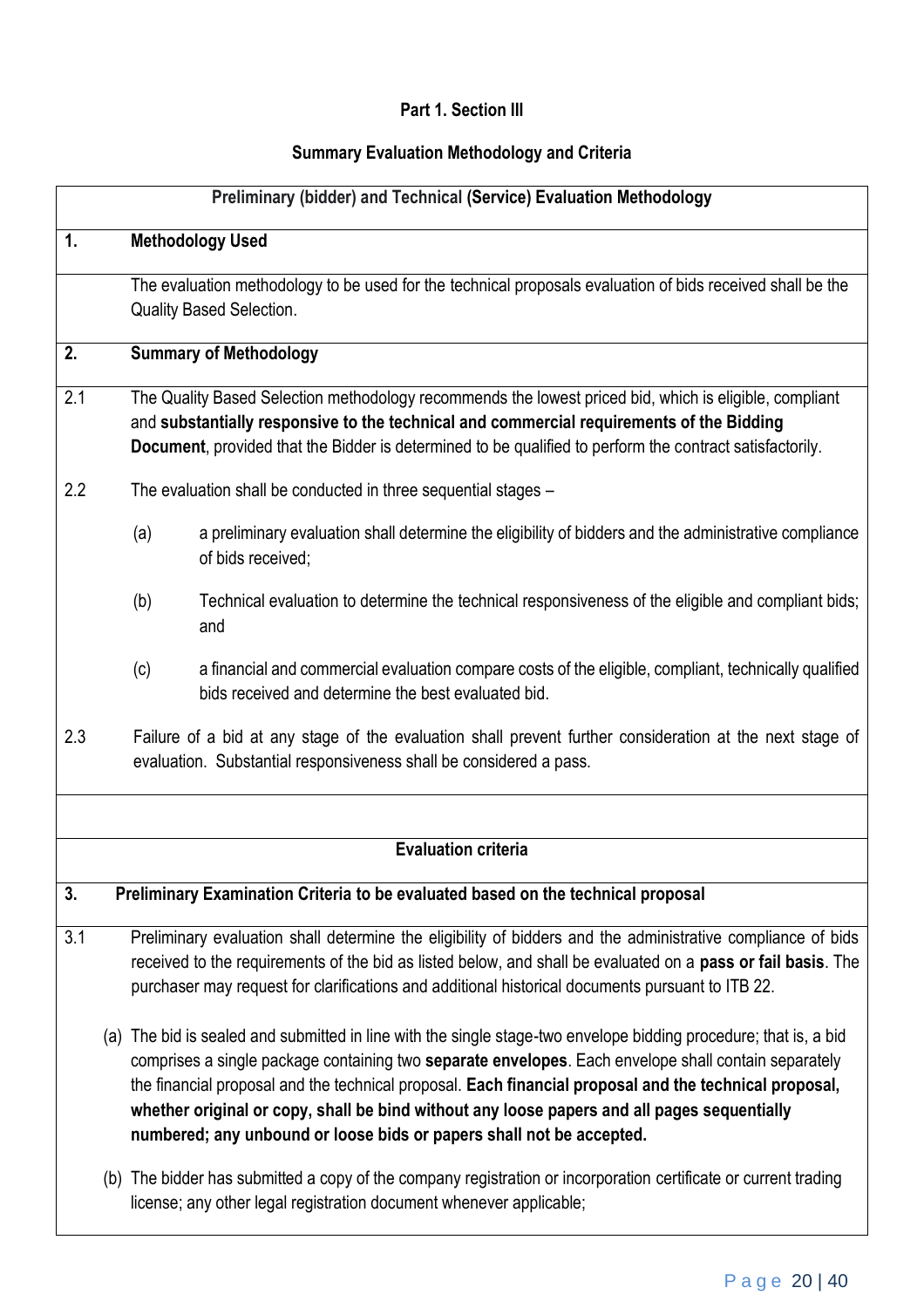**Part 1. Section III**

**Summary Evaluation Methodology and Criteria**

**Preliminary (bidder) and Technical (Service) Evaluation Methodology**

**1. Methodology Used**

The evaluation methodology to be used for the technical proposals evaluation of bids received shall be the Quality Based Selection.

**2. Summary of Methodology**

2.1 The Quality Based Selection methodology recommends the lowest priced bid, which is eligible, compliant and **substantially responsive to the technical and commercial requirements of the Bidding Document**, provided that the Bidder is determined to be qualified to perform the contract satisfactorily.

2.2 The evaluation shall be conducted in three sequential stages –

(a) a preliminary evaluation shall determine the eligibility of bidders and the administrative compliance of bids received;

(b) Technical evaluation to determine the technical responsiveness of the eligible and compliant bids; and

(c) a financial and commercial evaluation compare costs of the eligible, compliant, technically qualified bids received and determine the best evaluated bid.

2.3 Failure of a bid at any stage of the evaluation shall prevent further consideration at the next stage of evaluation. Substantial responsiveness shall be considered a pass.

**Evaluation criteria**

**3. Preliminary Examination Criteria to be evaluated based on the technical proposal**

3.1 Preliminary evaluation shall determine the eligibility of bidders and the administrative compliance of bids received to the requirements of the bid as listed below, and shall be evaluated on a **pass or fail basis**. The purchaser may request for clarifications and additional historical documents pursuant to ITB 22.

(a) The bid is sealed and submitted in line with the single stage-two envelope bidding procedure; that is, a bid comprises a single package containing two **separate envelopes**. Each envelope shall contain separately the financial proposal and the technical proposal. **Each financial proposal and the technical proposal, whether original or copy, shall be bind without any loose papers and all pages sequentially numbered; any unbound or loose bids or papers shall not be accepted.**

(b) The bidder has submitted a copy of the company registration or incorporation certificate or current trading license; any other legal registration document whenever applicable;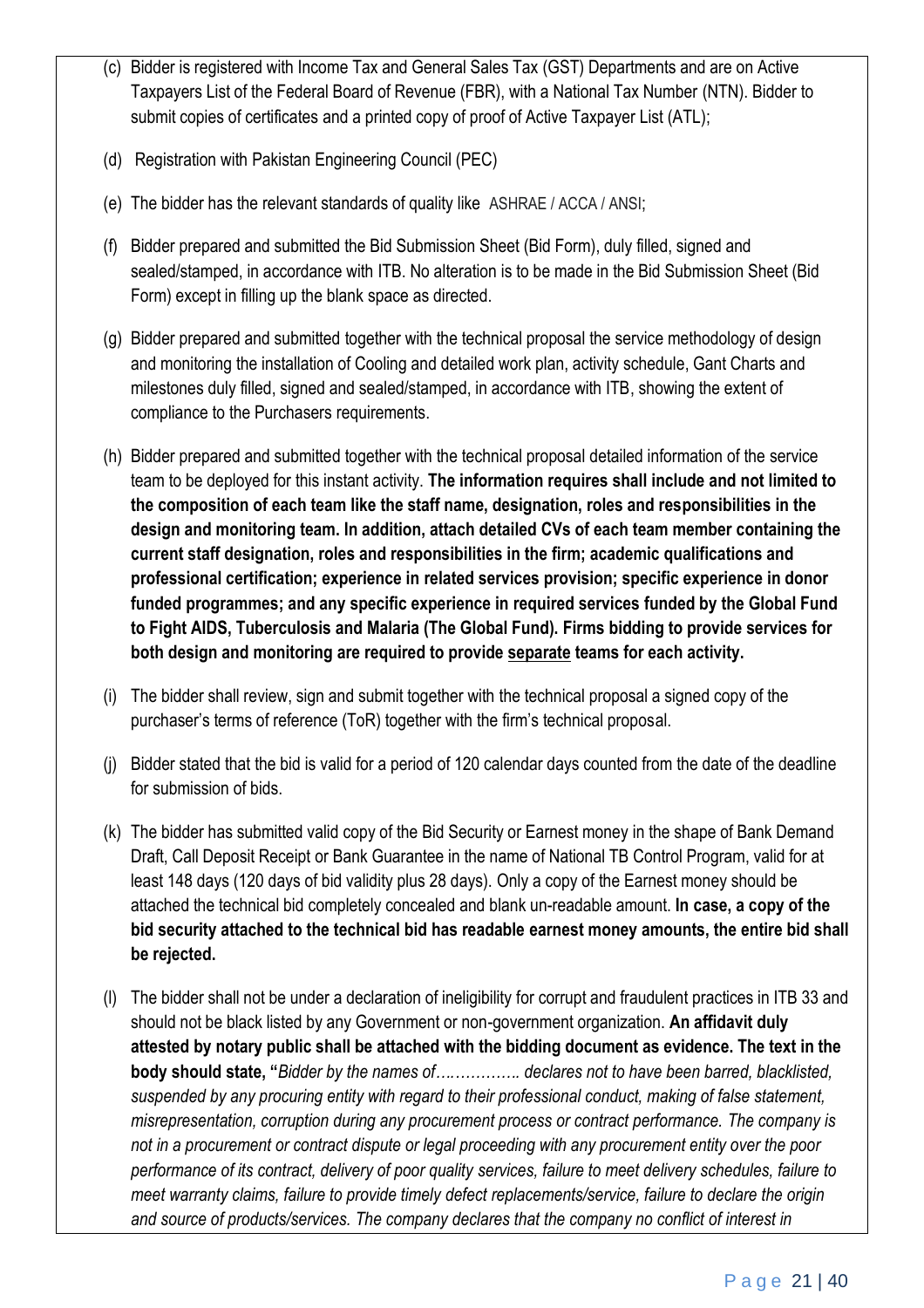(c) Bidder is registered with Income Tax and General Sales Tax (GST) Departments and are on Active Taxpayers List of the Federal Board of Revenue (FBR), with a National Tax Number (NTN). Bidder to submit copies of certificates and a printed copy of proof of Active Taxpayer List (ATL);

(d) Registration with Pakistan Engineering Council (PEC)

(e) The bidder has the relevant standards of quality like ASHRAE / ACCA / ANSI;

(f) Bidder prepared and submitted the Bid Submission Sheet (Bid Form), duly filled, signed and sealed/stamped, in accordance with ITB. No alteration is to be made in the Bid Submission Sheet (Bid Form) except in filling up the blank space as directed.

(g) Bidder prepared and submitted together with the technical proposal the service methodology of design and monitoring the installation of Cooling and detailed work plan, activity schedule, Gant Charts and milestones duly filled, signed and sealed/stamped, in accordance with ITB, showing the extent of compliance to the Purchasers requirements.

(h) Bidder prepared and submitted together with the technical proposal detailed information of the service team to be deployed for this instant activity. **The information requires shall include and not limited to the composition of each team like the staff name, designation, roles and responsibilities in the design and monitoring team. In addition, attach detailed CVs of each team member containing the current staff designation, roles and responsibilities in the firm; academic qualifications and professional certification; experience in related services provision; specific experience in donor funded programmes; and any specific experience in required services funded by the Global Fund to Fight AIDS, Tuberculosis and Malaria (The Global Fund). Firms bidding to provide services for both design and monitoring are required to provide <u>separate</u> teams for each activity.**

(i) The bidder shall review, sign and submit together with the technical proposal a signed copy of the purchaser's terms of reference (ToR) together with the firm's technical proposal.

(j) Bidder stated that the bid is valid for a period of 120 calendar days counted from the date of the deadline for submission of bids.

(k) The bidder has submitted valid copy of the Bid Security or Earnest money in the shape of Bank Demand Draft, Call Deposit Receipt or Bank Guarantee in the name of National TB Control Program, valid for at least 148 days (120 days of bid validity plus 28 days). Only a copy of the Earnest money should be attached the technical bid completely concealed and blank un-readable amount. **In case, a copy of the bid security attached to the technical bid has readable earnest money amounts, the entire bid shall be rejected.**

(l) The bidder shall not be under a declaration of ineligibility for corrupt and fraudulent practices in ITB 33 and should not be black listed by any Government or non-government organization. **An affidavit duly attested by notary public shall be attached with the bidding document as evidence. The text in the body should state, "***Bidder by the names of……………. declares not to have been barred, blacklisted, suspended by any procuring entity with regard to their professional conduct, making of false statement, misrepresentation, corruption during any procurement process or contract performance. The company is not in a procurement or contract dispute or legal proceeding with any procurement entity over the poor performance of its contract, delivery of poor quality services, failure to meet delivery schedules, failure to meet warranty claims, failure to provide timely defect replacements/service, failure to declare the origin and source of products/services. The company declares that the company no conflict of interest in*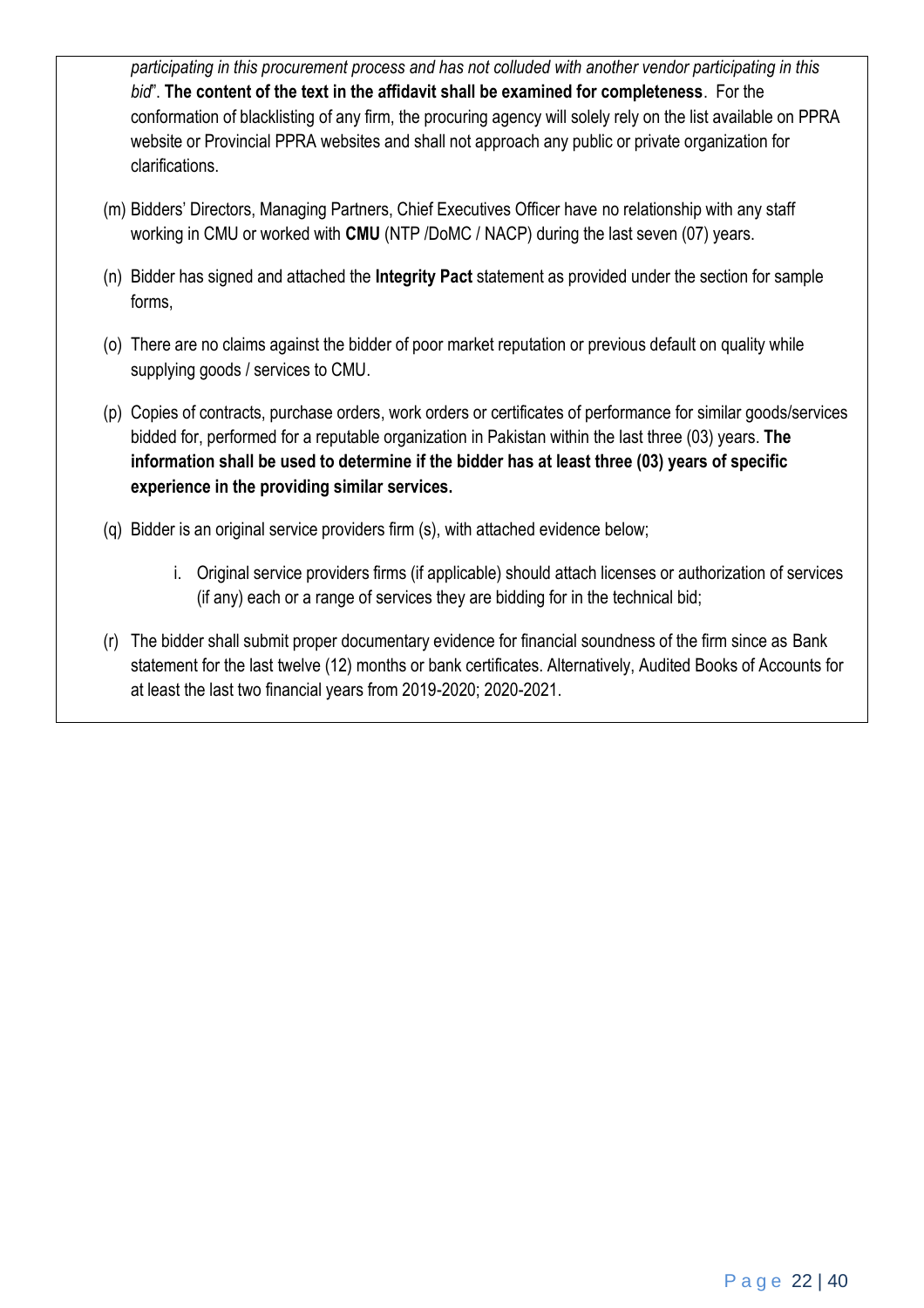*participating in this procurement process and has not colluded with another vendor participating in this bid*". **The content of the text in the affidavit shall be examined for completeness**. For the conformation of blacklisting of any firm, the procuring agency will solely rely on the list available on PPRA website or Provincial PPRA websites and shall not approach any public or private organization for clarifications.

(m) Bidders' Directors, Managing Partners, Chief Executives Officer have no relationship with any staff working in CMU or worked with **CMU** (NTP /DoMC / NACP) during the last seven (07) years.

(n) Bidder has signed and attached the **Integrity Pact** statement as provided under the section for sample forms,

(o) There are no claims against the bidder of poor market reputation or previous default on quality while supplying goods / services to CMU.

(p) Copies of contracts, purchase orders, work orders or certificates of performance for similar goods/services bidded for, performed for a reputable organization in Pakistan within the last three (03) years. **The information shall be used to determine if the bidder has at least three (03) years of specific experience in the providing similar services.**

(q) Bidder is an original service providers firm (s), with attached evidence below;

   i. Original service providers firms (if applicable) should attach licenses or authorization of services (if any) each or a range of services they are bidding for in the technical bid;

(r) The bidder shall submit proper documentary evidence for financial soundness of the firm since as Bank statement for the last twelve (12) months or bank certificates. Alternatively, Audited Books of Accounts for at least the last two financial years from 2019-2020; 2020-2021.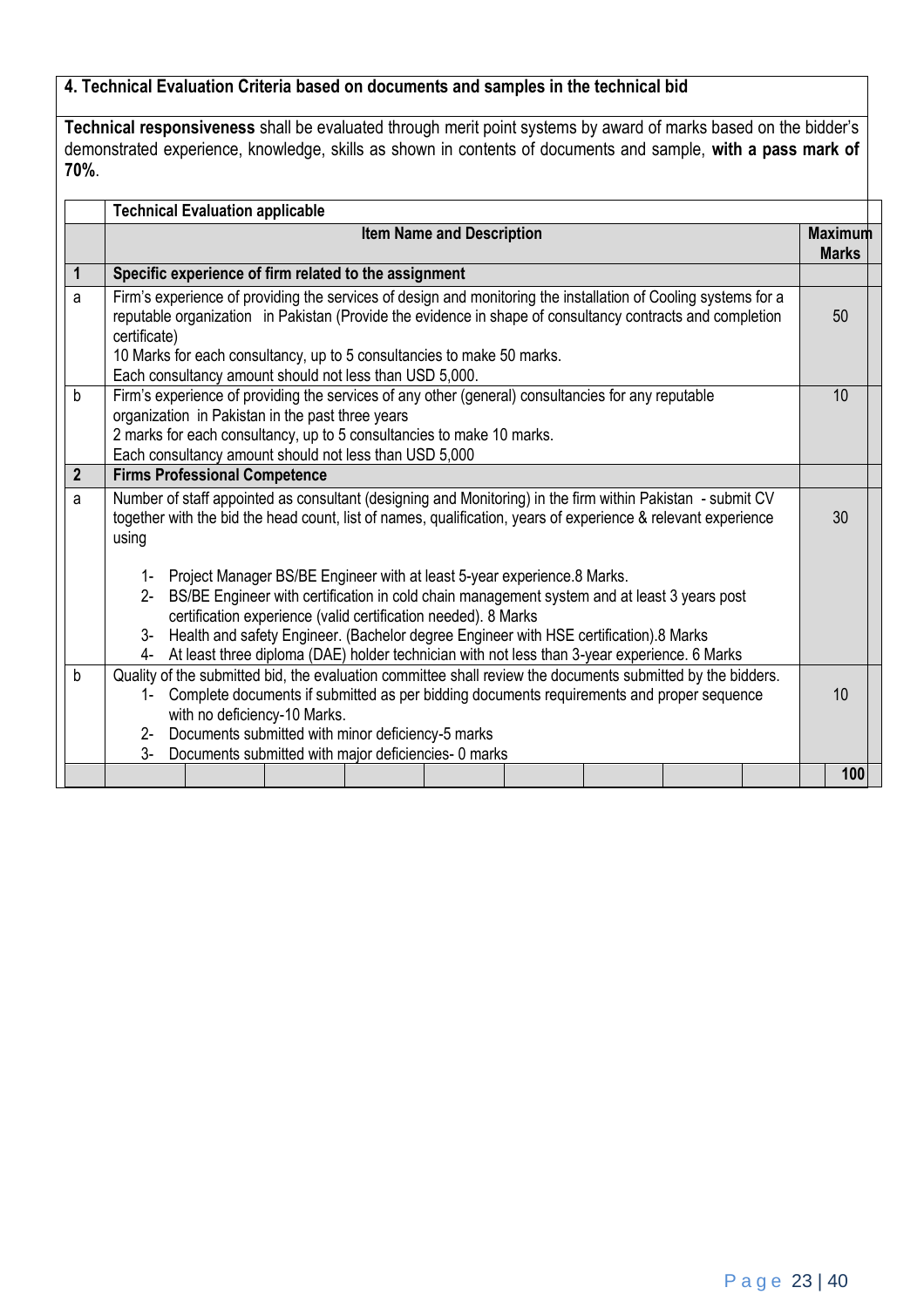**4. Technical Evaluation Criteria based on documents and samples in the technical bid**

**Technical responsiveness** shall be evaluated through merit point systems by award of marks based on the bidder's demonstrated experience, knowledge, skills as shown in contents of documents and sample, **with a pass mark of 70%**.

| | **Technical Evaluation applicable** | |
|---|---|---|
| | **Item Name and Description** | **Maximum Marks** |
| **1** | **Specific experience of firm related to the assignment** | |
| a | Firm's experience of providing the services of design and monitoring the installation of Cooling systems for a reputable organization in Pakistan (Provide the evidence in shape of consultancy contracts and completion certificate)<br>10 Marks for each consultancy, up to 5 consultancies to make 50 marks.<br>Each consultancy amount should not less than USD 5,000. | 50 |
| b | Firm's experience of providing the services of any other (general) consultancies for any reputable organization in Pakistan in the past three years<br>2 marks for each consultancy, up to 5 consultancies to make 10 marks.<br>Each consultancy amount should not less than USD 5,000 | 10 |
| **2** | **Firms Professional Competence** | |
| a | Number of staff appointed as consultant (designing and Monitoring) in the firm within Pakistan - submit CV together with the bid the head count, list of names, qualification, years of experience & relevant experience using<br>1- Project Manager BS/BE Engineer with at least 5-year experience.8 Marks.<br>2- BS/BE Engineer with certification in cold chain management system and at least 3 years post certification experience (valid certification needed). 8 Marks<br>3- Health and safety Engineer. (Bachelor degree Engineer with HSE certification).8 Marks<br>4- At least three diploma (DAE) holder technician with not less than 3-year experience. 6 Marks | 30 |
| b | Quality of the submitted bid, the evaluation committee shall review the documents submitted by the bidders.<br>1- Complete documents if submitted as per bidding documents requirements and proper sequence with no deficiency-10 Marks.<br>2- Documents submitted with minor deficiency-5 marks<br>3- Documents submitted with major deficiencies- 0 marks | 10 |
| | | **100** |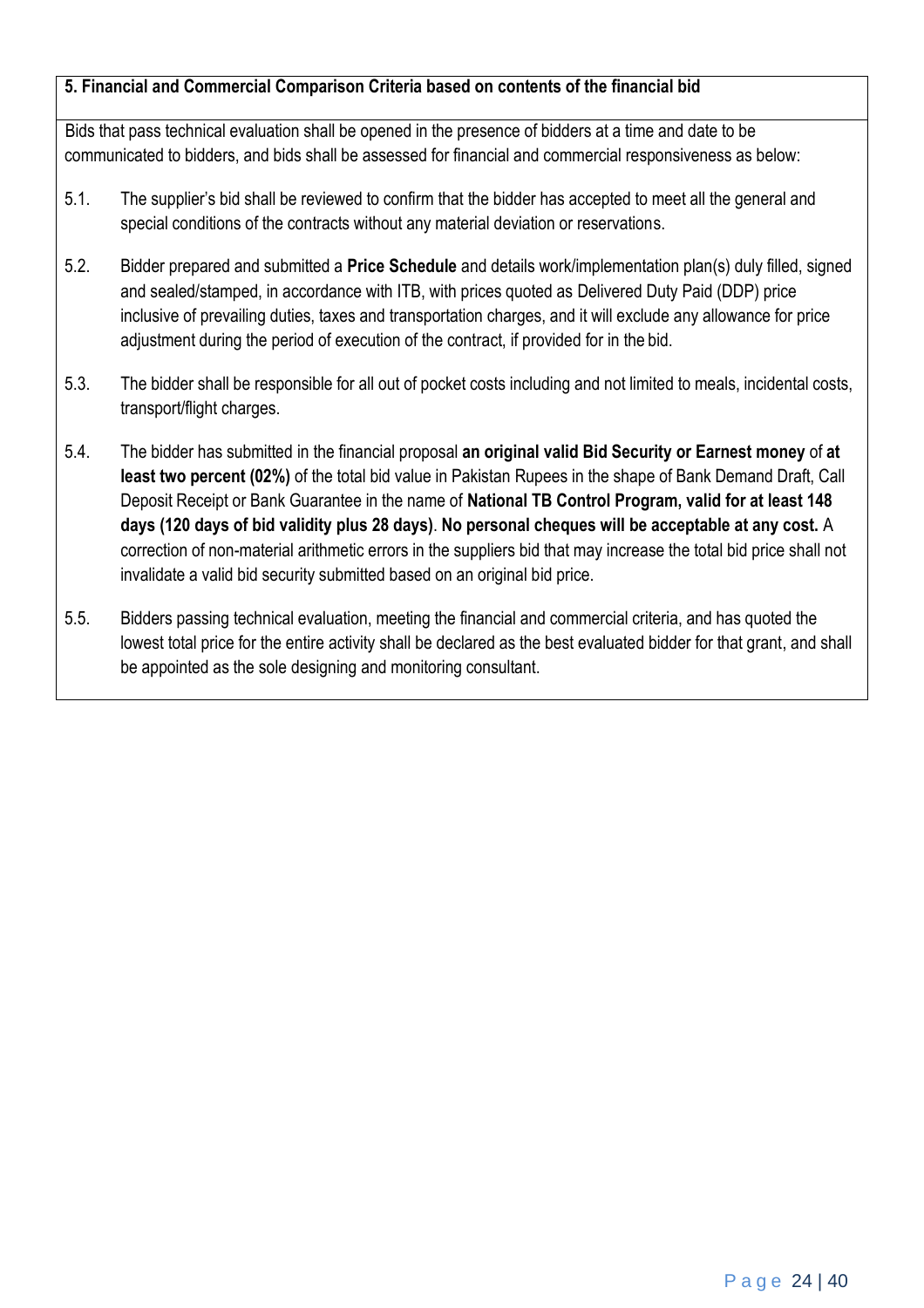**5. Financial and Commercial Comparison Criteria based on contents of the financial bid**

Bids that pass technical evaluation shall be opened in the presence of bidders at a time and date to be communicated to bidders, and bids shall be assessed for financial and commercial responsiveness as below:

5.1. The supplier's bid shall be reviewed to confirm that the bidder has accepted to meet all the general and special conditions of the contracts without any material deviation or reservations.

5.2. Bidder prepared and submitted a **Price Schedule** and details work/implementation plan(s) duly filled, signed and sealed/stamped, in accordance with ITB, with prices quoted as Delivered Duty Paid (DDP) price inclusive of prevailing duties, taxes and transportation charges, and it will exclude any allowance for price adjustment during the period of execution of the contract, if provided for in the bid.

5.3. The bidder shall be responsible for all out of pocket costs including and not limited to meals, incidental costs, transport/flight charges.

5.4. The bidder has submitted in the financial proposal **an original valid Bid Security or Earnest money** of **at least two percent (02%)** of the total bid value in Pakistan Rupees in the shape of Bank Demand Draft, Call Deposit Receipt or Bank Guarantee in the name of **National TB Control Program, valid for at least 148 days (120 days of bid validity plus 28 days)**. **No personal cheques will be acceptable at any cost.** A correction of non-material arithmetic errors in the suppliers bid that may increase the total bid price shall not invalidate a valid bid security submitted based on an original bid price.

5.5. Bidders passing technical evaluation, meeting the financial and commercial criteria, and has quoted the lowest total price for the entire activity shall be declared as the best evaluated bidder for that grant, and shall be appointed as the sole designing and monitoring consultant.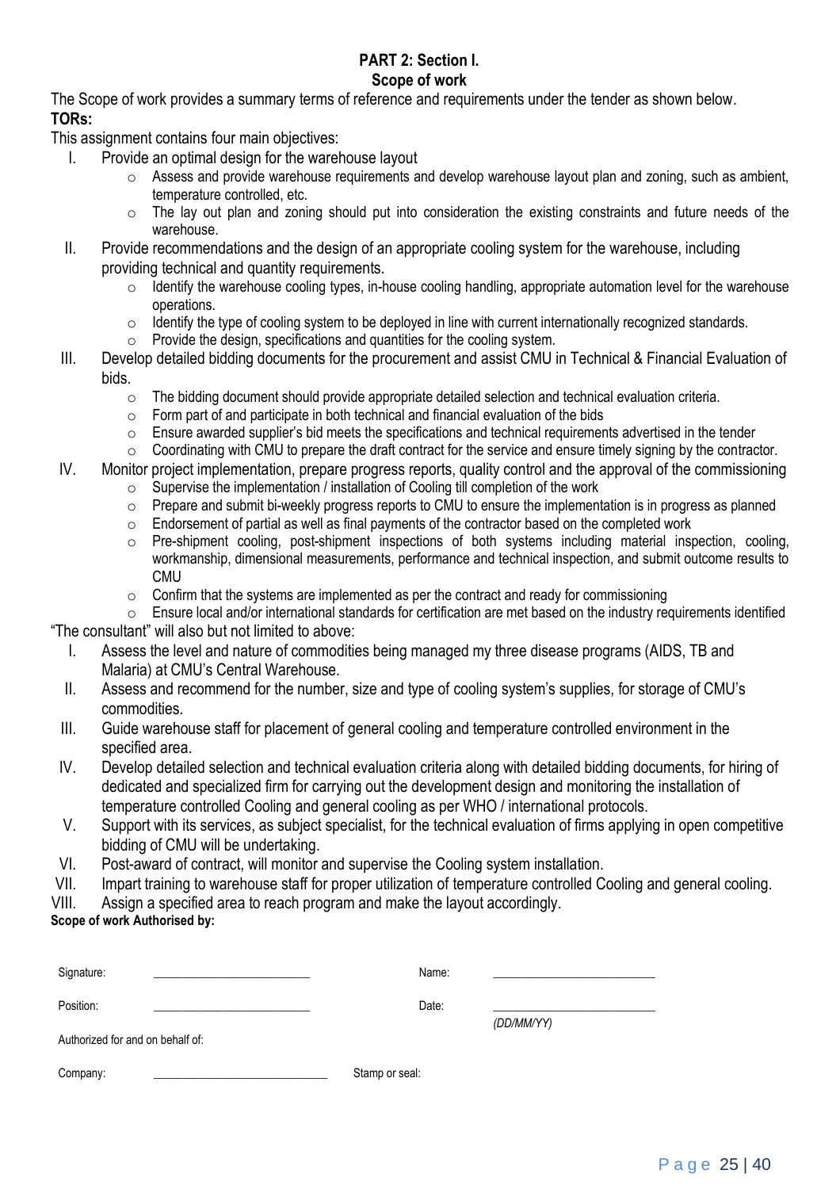## PART 2: Section I.

### Scope of work

The Scope of work provides a summary terms of reference and requirements under the tender as shown below.

**TORs:**

This assignment contains four main objectives:

I. Provide an optimal design for the warehouse layout
   - Assess and provide warehouse requirements and develop warehouse layout plan and zoning, such as ambient, temperature controlled, etc.
   - The lay out plan and zoning should put into consideration the existing constraints and future needs of the warehouse.

II. Provide recommendations and the design of an appropriate cooling system for the warehouse, including providing technical and quantity requirements.
   - Identify the warehouse cooling types, in-house cooling handling, appropriate automation level for the warehouse operations.
   - Identify the type of cooling system to be deployed in line with current internationally recognized standards.
   - Provide the design, specifications and quantities for the cooling system.

III. Develop detailed bidding documents for the procurement and assist CMU in Technical & Financial Evaluation of bids.
   - The bidding document should provide appropriate detailed selection and technical evaluation criteria.
   - Form part of and participate in both technical and financial evaluation of the bids
   - Ensure awarded supplier's bid meets the specifications and technical requirements advertised in the tender
   - Coordinating with CMU to prepare the draft contract for the service and ensure timely signing by the contractor.

IV. Monitor project implementation, prepare progress reports, quality control and the approval of the commissioning
   - Supervise the implementation / installation of Cooling till completion of the work
   - Prepare and submit bi-weekly progress reports to CMU to ensure the implementation is in progress as planned
   - Endorsement of partial as well as final payments of the contractor based on the completed work
   - Pre-shipment cooling, post-shipment inspections of both systems including material inspection, cooling, workmanship, dimensional measurements, performance and technical inspection, and submit outcome results to CMU
   - Confirm that the systems are implemented as per the contract and ready for commissioning
   - Ensure local and/or international standards for certification are met based on the industry requirements identified

"The consultant" will also but not limited to above:

I. Assess the level and nature of commodities being managed my three disease programs (AIDS, TB and Malaria) at CMU's Central Warehouse.

II. Assess and recommend for the number, size and type of cooling system's supplies, for storage of CMU's commodities.

III. Guide warehouse staff for placement of general cooling and temperature controlled environment in the specified area.

IV. Develop detailed selection and technical evaluation criteria along with detailed bidding documents, for hiring of dedicated and specialized firm for carrying out the development design and monitoring the installation of temperature controlled Cooling and general cooling as per WHO / international protocols.

V. Support with its services, as subject specialist, for the technical evaluation of firms applying in open competitive bidding of CMU will be undertaking.

VI. Post-award of contract, will monitor and supervise the Cooling system installation.

VII. Impart training to warehouse staff for proper utilization of temperature controlled Cooling and general cooling.

VIII. Assign a specified area to reach program and make the layout accordingly.

**Scope of work Authorised by:**

| | | | |
|---|---|---|---|
| Signature: | ______________________ | Name: | ______________________ |
| Position: | ______________________ | Date: | ______________________ *(DD/MM/YY)* |

Authorized for and on behalf of:

Company: ______________________ Stamp or seal: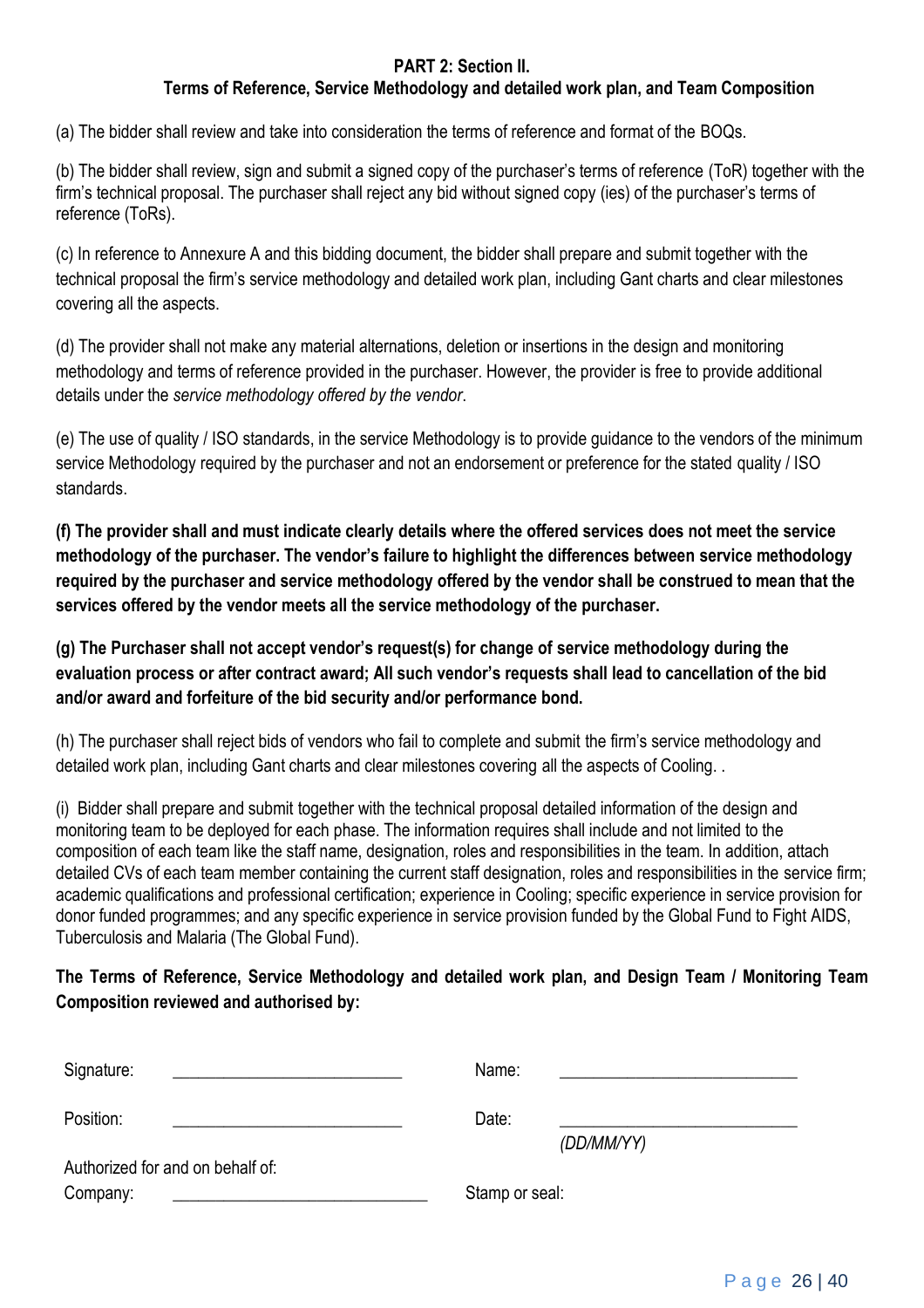## PART 2: Section II.
### Terms of Reference, Service Methodology and detailed work plan, and Team Composition

(a) The bidder shall review and take into consideration the terms of reference and format of the BOQs.

(b) The bidder shall review, sign and submit a signed copy of the purchaser's terms of reference (ToR) together with the firm's technical proposal. The purchaser shall reject any bid without signed copy (ies) of the purchaser's terms of reference (ToRs).

(c) In reference to Annexure A and this bidding document, the bidder shall prepare and submit together with the technical proposal the firm's service methodology and detailed work plan, including Gant charts and clear milestones covering all the aspects.

(d) The provider shall not make any material alternations, deletion or insertions in the design and monitoring methodology and terms of reference provided in the purchaser. However, the provider is free to provide additional details under the *service methodology offered by the vendor*.

(e) The use of quality / ISO standards, in the service Methodology is to provide guidance to the vendors of the minimum service Methodology required by the purchaser and not an endorsement or preference for the stated quality / ISO standards.

**(f) The provider shall and must indicate clearly details where the offered services does not meet the service methodology of the purchaser. The vendor's failure to highlight the differences between service methodology required by the purchaser and service methodology offered by the vendor shall be construed to mean that the services offered by the vendor meets all the service methodology of the purchaser.**

**(g) The Purchaser shall not accept vendor's request(s) for change of service methodology during the evaluation process or after contract award; All such vendor's requests shall lead to cancellation of the bid and/or award and forfeiture of the bid security and/or performance bond.**

(h) The purchaser shall reject bids of vendors who fail to complete and submit the firm's service methodology and detailed work plan, including Gant charts and clear milestones covering all the aspects of Cooling. .

(i) Bidder shall prepare and submit together with the technical proposal detailed information of the design and monitoring team to be deployed for each phase. The information requires shall include and not limited to the composition of each team like the staff name, designation, roles and responsibilities in the team. In addition, attach detailed CVs of each team member containing the current staff designation, roles and responsibilities in the service firm; academic qualifications and professional certification; experience in Cooling; specific experience in service provision for donor funded programmes; and any specific experience in service provision funded by the Global Fund to Fight AIDS, Tuberculosis and Malaria (The Global Fund).

**The Terms of Reference, Service Methodology and detailed work plan, and Design Team / Monitoring Team Composition reviewed and authorised by:**

Signature: ___________________________ Name: ___________________________

Position: ___________________________ Date: ___________________________
*(DD/MM/YY)*

Authorized for and on behalf of:

Company: ______________________________ Stamp or seal: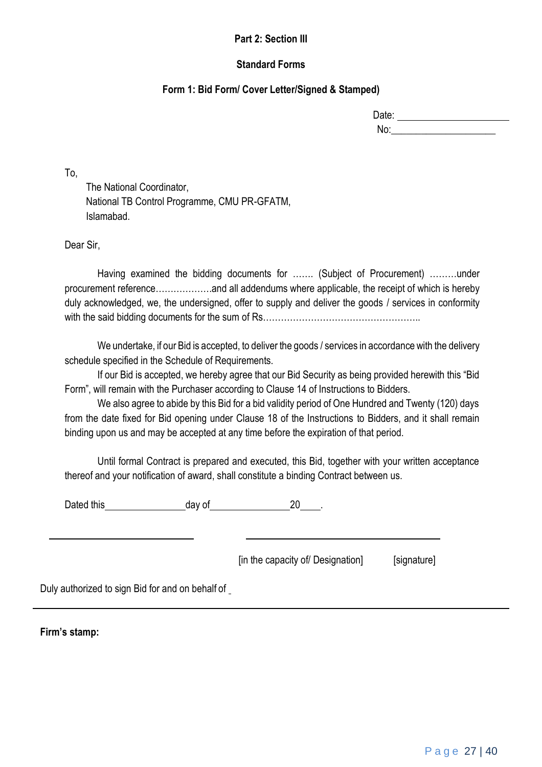**Part 2: Section III**

**Standard Forms**

**Form 1: Bid Form/ Cover Letter/Signed & Stamped)**

Date: ______________________
No:____________________

To,

The National Coordinator,
National TB Control Programme, CMU PR-GFATM,
Islamabad.

Dear Sir,

Having examined the bidding documents for ……. (Subject of Procurement) ………under procurement reference……………….and all addendums where applicable, the receipt of which is hereby duly acknowledged, we, the undersigned, offer to supply and deliver the goods / services in conformity with the said bidding documents for the sum of Rs……………………………………………..

We undertake, if our Bid is accepted, to deliver the goods / services in accordance with the delivery schedule specified in the Schedule of Requirements.

If our Bid is accepted, we hereby agree that our Bid Security as being provided herewith this "Bid Form", will remain with the Purchaser according to Clause 14 of Instructions to Bidders.

We also agree to abide by this Bid for a bid validity period of One Hundred and Twenty (120) days from the date fixed for Bid opening under Clause 18 of the Instructions to Bidders, and it shall remain binding upon us and may be accepted at any time before the expiration of that period.

Until formal Contract is prepared and executed, this Bid, together with your written acceptance thereof and your notification of award, shall constitute a binding Contract between us.

Dated this________________day of________________20____.

____________________________ ______________________________________

[in the capacity of/ Designation] [signature]

Duly authorized to sign Bid for and on behalf of _

**Firm's stamp:**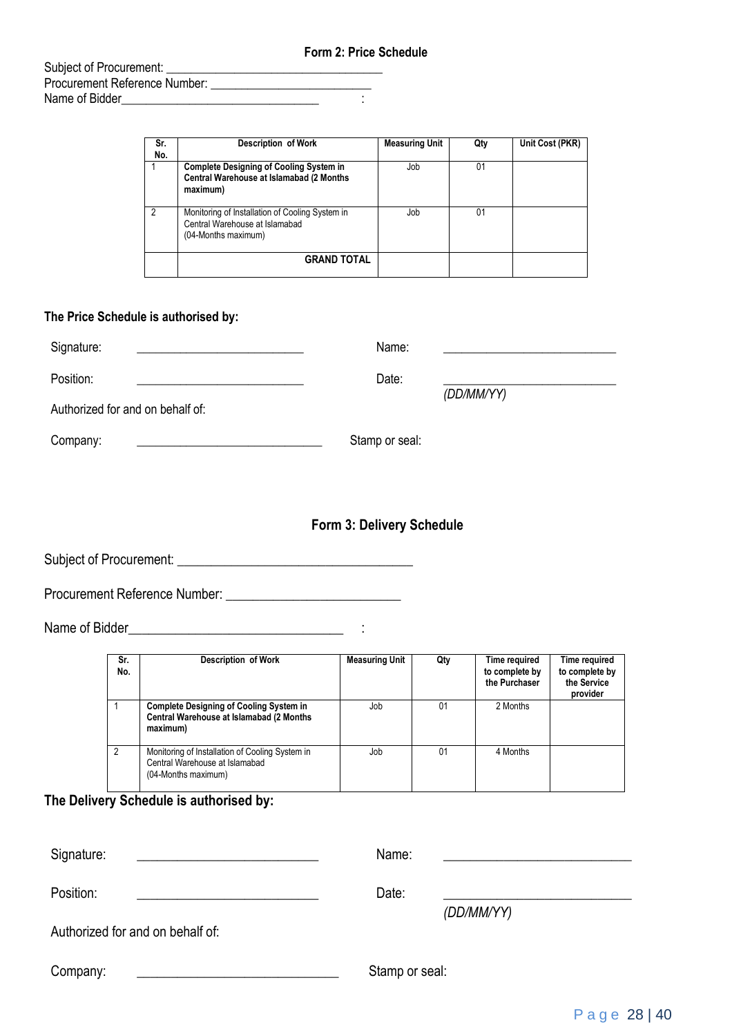## Form 2: Price Schedule

Subject of Procurement: _________________________________

Procurement Reference Number: _________________________

Name of Bidder_______________________________ :

| Sr. No. | Description of Work | Measuring Unit | Qty | Unit Cost (PKR) |
|---|---|---|---|---|
| 1 | **Complete Designing of Cooling System in Central Warehouse at Islamabad (2 Months maximum)** | Job | 01 | |
| 2 | Monitoring of Installation of Cooling System in Central Warehouse at Islamabad (04-Months maximum) | Job | 01 | |
| | **GRAND TOTAL** | | | |

**The Price Schedule is authorised by:**

Signature: __________________________ Name: ___________________________

Position: __________________________ Date: ___________________________ *(DD/MM/YY)*

Authorized for and on behalf of:

Company: ____________________________ Stamp or seal:

## Form 3: Delivery Schedule

Subject of Procurement: __________________________________

Procurement Reference Number: _________________________

Name of Bidder_______________________________ :

| Sr. No. | Description of Work | Measuring Unit | Qty | Time required to complete by the Purchaser | Time required to complete by the Service provider |
|---|---|---|---|---|---|
| 1 | **Complete Designing of Cooling System in Central Warehouse at Islamabad (2 Months maximum)** | Job | 01 | 2 Months | |
| 2 | Monitoring of Installation of Cooling System in Central Warehouse at Islamabad (04-Months maximum) | Job | 01 | 4 Months | |

**The Delivery Schedule is authorised by:**

Signature: __________________________ Name: ___________________________

Position: __________________________ Date: ___________________________ *(DD/MM/YY)*

Authorized for and on behalf of:

Company: ____________________________ Stamp or seal: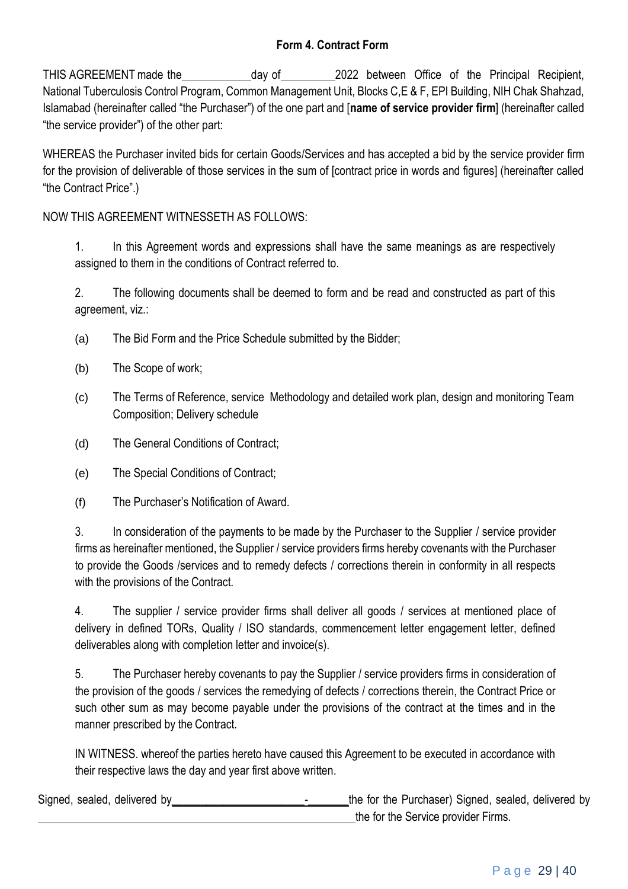## Form 4. Contract Form

THIS AGREEMENT made the\_\_\_\_\_\_\_\_\_\_\_\_day of\_\_\_\_\_\_\_\_\_\_2022 between Office of the Principal Recipient, National Tuberculosis Control Program, Common Management Unit, Blocks C,E & F, EPI Building, NIH Chak Shahzad, Islamabad (hereinafter called "the Purchaser") of the one part and [**name of service provider firm**] (hereinafter called "the service provider") of the other part:

WHEREAS the Purchaser invited bids for certain Goods/Services and has accepted a bid by the service provider firm for the provision of deliverable of those services in the sum of [contract price in words and figures] (hereinafter called "the Contract Price".)

NOW THIS AGREEMENT WITNESSETH AS FOLLOWS:

1. In this Agreement words and expressions shall have the same meanings as are respectively assigned to them in the conditions of Contract referred to.

2. The following documents shall be deemed to form and be read and constructed as part of this agreement, viz.:

(a) The Bid Form and the Price Schedule submitted by the Bidder;

(b) The Scope of work;

(c) The Terms of Reference, service Methodology and detailed work plan, design and monitoring Team Composition; Delivery schedule

(d) The General Conditions of Contract;

(e) The Special Conditions of Contract;

(f) The Purchaser's Notification of Award.

3. In consideration of the payments to be made by the Purchaser to the Supplier / service provider firms as hereinafter mentioned, the Supplier / service providers firms hereby covenants with the Purchaser to provide the Goods /services and to remedy defects / corrections therein in conformity in all respects with the provisions of the Contract.

4. The supplier / service provider firms shall deliver all goods / services at mentioned place of delivery in defined TORs, Quality / ISO standards, commencement letter engagement letter, defined deliverables along with completion letter and invoice(s).

5. The Purchaser hereby covenants to pay the Supplier / service providers firms in consideration of the provision of the goods / services the remedying of defects / corrections therein, the Contract Price or such other sum as may become payable under the provisions of the contract at the times and in the manner prescribed by the Contract.

IN WITNESS. whereof the parties hereto have caused this Agreement to be executed in accordance with their respective laws the day and year first above written.

Signed, sealed, delivered by\_\_\_\_\_\_\_\_\_\_\_\_\_\_\_\_\_\_\_\_\_\_-\_\_\_\_\_\_\_the for the Purchaser) Signed, sealed, delivered by \_\_\_\_\_\_\_\_\_\_\_\_\_\_\_\_\_\_\_\_\_\_\_\_\_\_\_\_\_\_\_\_\_\_\_\_\_\_\_\_\_\_\_\_\_\_\_\_\_\_\_\_the for the Service provider Firms.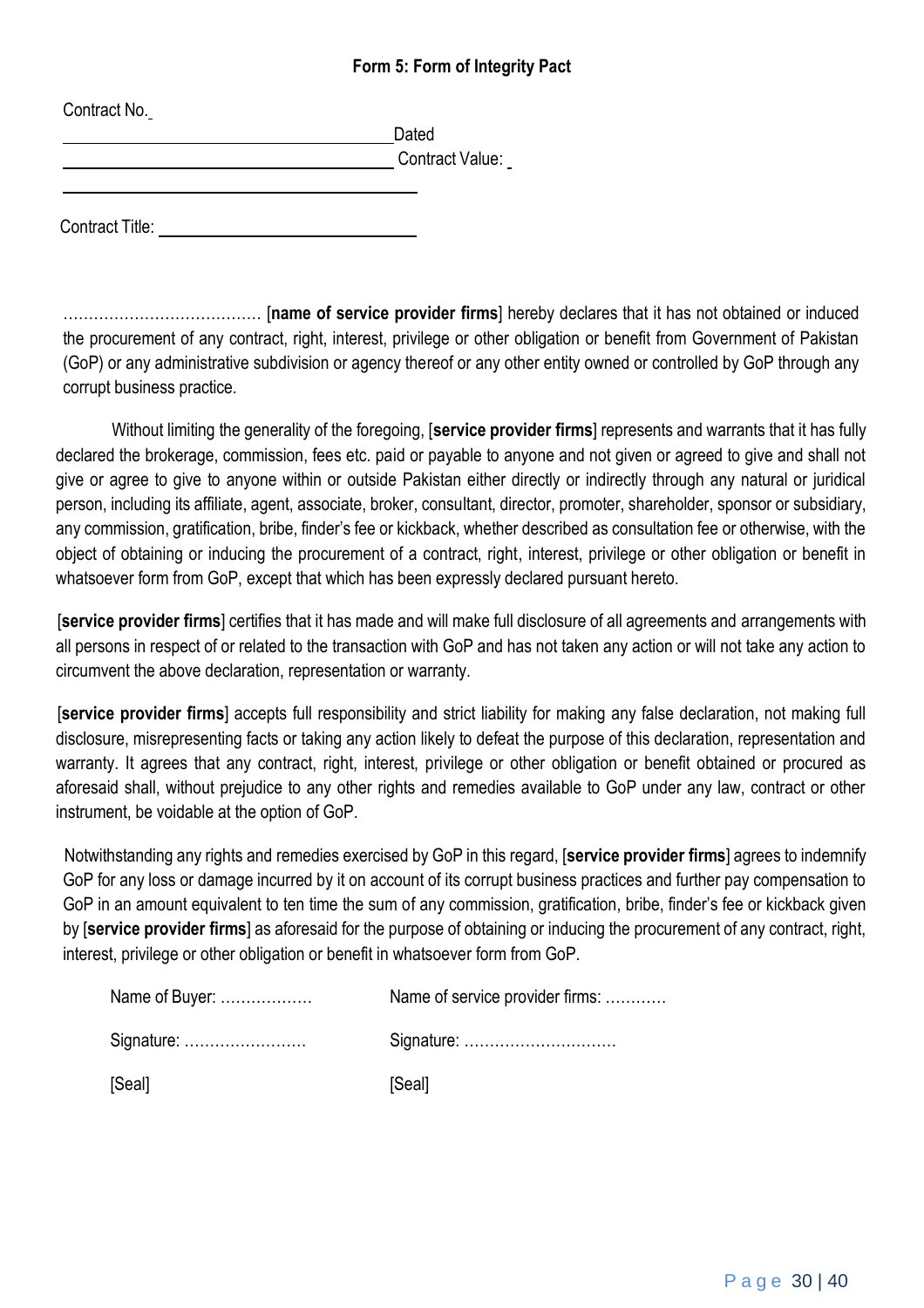### Form 5: Form of Integrity Pact

Contract No. ______________________________________ Dated

______________________________________ Contract Value: 

______________________________________

Contract Title: ______________________________

………………………………… [**name of service provider firms**] hereby declares that it has not obtained or induced the procurement of any contract, right, interest, privilege or other obligation or benefit from Government of Pakistan (GoP) or any administrative subdivision or agency thereof or any other entity owned or controlled by GoP through any corrupt business practice.

Without limiting the generality of the foregoing, [**service provider firms**] represents and warrants that it has fully declared the brokerage, commission, fees etc. paid or payable to anyone and not given or agreed to give and shall not give or agree to give to anyone within or outside Pakistan either directly or indirectly through any natural or juridical person, including its affiliate, agent, associate, broker, consultant, director, promoter, shareholder, sponsor or subsidiary, any commission, gratification, bribe, finder's fee or kickback, whether described as consultation fee or otherwise, with the object of obtaining or inducing the procurement of a contract, right, interest, privilege or other obligation or benefit in whatsoever form from GoP, except that which has been expressly declared pursuant hereto.

[**service provider firms**] certifies that it has made and will make full disclosure of all agreements and arrangements with all persons in respect of or related to the transaction with GoP and has not taken any action or will not take any action to circumvent the above declaration, representation or warranty.

[**service provider firms**] accepts full responsibility and strict liability for making any false declaration, not making full disclosure, misrepresenting facts or taking any action likely to defeat the purpose of this declaration, representation and warranty. It agrees that any contract, right, interest, privilege or other obligation or benefit obtained or procured as aforesaid shall, without prejudice to any other rights and remedies available to GoP under any law, contract or other instrument, be voidable at the option of GoP.

Notwithstanding any rights and remedies exercised by GoP in this regard, [**service provider firms**] agrees to indemnify GoP for any loss or damage incurred by it on account of its corrupt business practices and further pay compensation to GoP in an amount equivalent to ten time the sum of any commission, gratification, bribe, finder's fee or kickback given by [**service provider firms**] as aforesaid for the purpose of obtaining or inducing the procurement of any contract, right, interest, privilege or other obligation or benefit in whatsoever form from GoP.

| | |
|---|---|
| Name of Buyer: ……………… | Name of service provider firms: ………… |
| Signature: …………………… | Signature: ………………………… |
| [Seal] | [Seal] |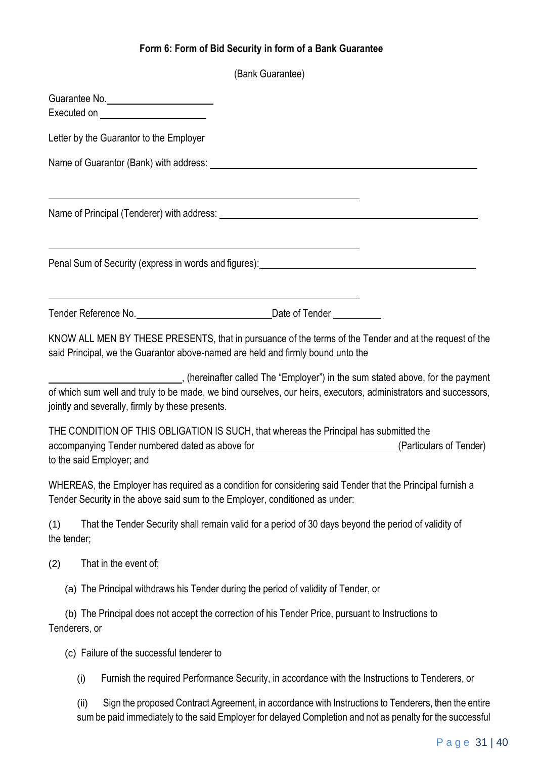## Form 6: Form of Bid Security in form of a Bank Guarantee

(Bank Guarantee)

Guarantee No.____________________
Executed on ____________________

Letter by the Guarantor to the Employer

Name of Guarantor (Bank) with address: ____________________________________________

____________________________________________

Name of Principal (Tenderer) with address: ____________________________________________

____________________________________________

Penal Sum of Security (express in words and figures):____________________________________________

____________________________________________

Tender Reference No.________________________Date of Tender __________

KNOW ALL MEN BY THESE PRESENTS, that in pursuance of the terms of the Tender and at the request of the said Principal, we the Guarantor above-named are held and firmly bound unto the

________________________, (hereinafter called The "Employer") in the sum stated above, for the payment of which sum well and truly to be made, we bind ourselves, our heirs, executors, administrators and successors, jointly and severally, firmly by these presents.

THE CONDITION OF THIS OBLIGATION IS SUCH, that whereas the Principal has submitted the accompanying Tender numbered dated as above for__________________________(Particulars of Tender) to the said Employer; and

WHEREAS, the Employer has required as a condition for considering said Tender that the Principal furnish a Tender Security in the above said sum to the Employer, conditioned as under:

(1) That the Tender Security shall remain valid for a period of 30 days beyond the period of validity of the tender;

(2) That in the event of;

(a) The Principal withdraws his Tender during the period of validity of Tender, or

(b) The Principal does not accept the correction of his Tender Price, pursuant to Instructions to Tenderers, or

(c) Failure of the successful tenderer to

(i) Furnish the required Performance Security, in accordance with the Instructions to Tenderers, or

(ii) Sign the proposed Contract Agreement, in accordance with Instructions to Tenderers, then the entire sum be paid immediately to the said Employer for delayed Completion and not as penalty for the successful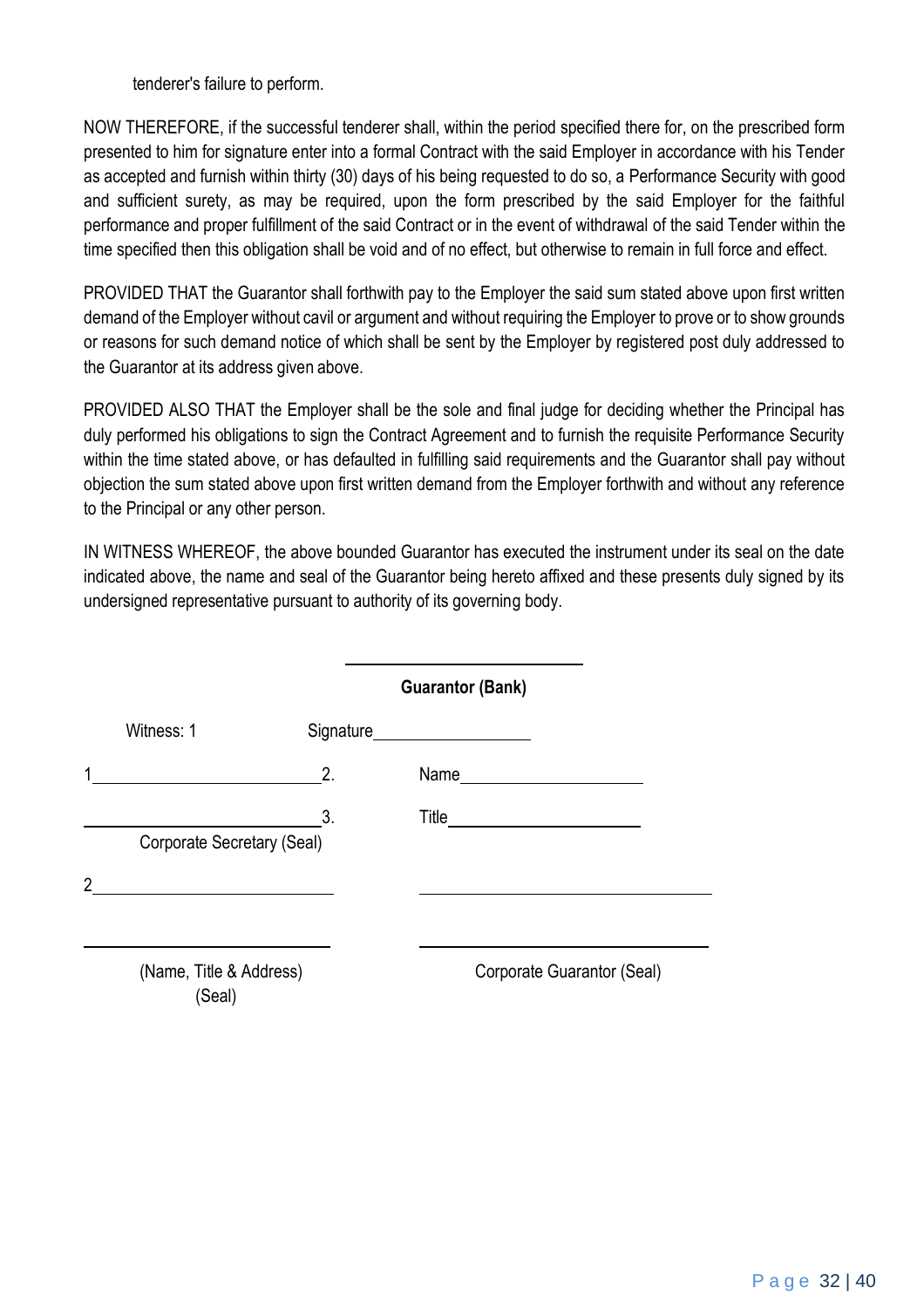tenderer's failure to perform.

NOW THEREFORE, if the successful tenderer shall, within the period specified there for, on the prescribed form presented to him for signature enter into a formal Contract with the said Employer in accordance with his Tender as accepted and furnish within thirty (30) days of his being requested to do so, a Performance Security with good and sufficient surety, as may be required, upon the form prescribed by the said Employer for the faithful performance and proper fulfillment of the said Contract or in the event of withdrawal of the said Tender within the time specified then this obligation shall be void and of no effect, but otherwise to remain in full force and effect.

PROVIDED THAT the Guarantor shall forthwith pay to the Employer the said sum stated above upon first written demand of the Employer without cavil or argument and without requiring the Employer to prove or to show grounds or reasons for such demand notice of which shall be sent by the Employer by registered post duly addressed to the Guarantor at its address given above.

PROVIDED ALSO THAT the Employer shall be the sole and final judge for deciding whether the Principal has duly performed his obligations to sign the Contract Agreement and to furnish the requisite Performance Security within the time stated above, or has defaulted in fulfilling said requirements and the Guarantor shall pay without objection the sum stated above upon first written demand from the Employer forthwith and without any reference to the Principal or any other person.

IN WITNESS WHEREOF, the above bounded Guarantor has executed the instrument under its seal on the date indicated above, the name and seal of the Guarantor being hereto affixed and these presents duly signed by its undersigned representative pursuant to authority of its governing body.

______________________

**Guarantor (Bank)**

Witness: 1 Signature______________

1______________________ 2. Name______________

______________________ 3. Title______________

Corporate Secretary (Seal)

2______________________ ______________________

______________________ ______________________

(Name, Title & Address) (Seal) Corporate Guarantor (Seal)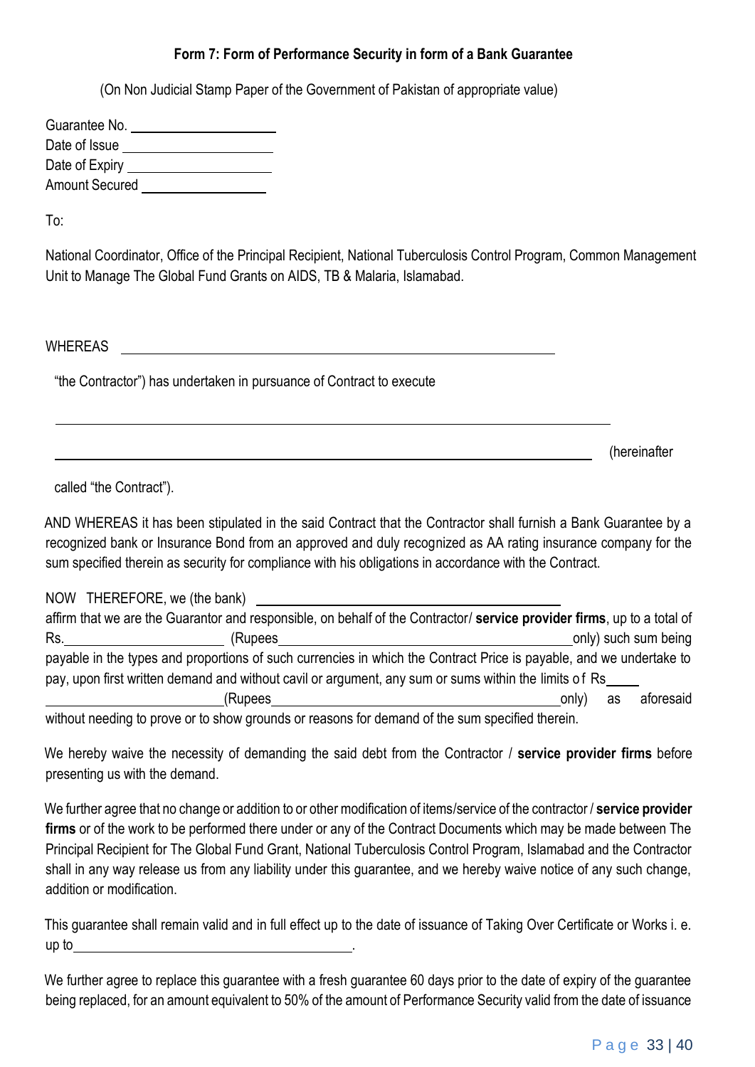### Form 7: Form of Performance Security in form of a Bank Guarantee

(On Non Judicial Stamp Paper of the Government of Pakistan of appropriate value)

Guarantee No. ____________________
Date of Issue ____________________
Date of Expiry ____________________
Amount Secured ________________

To:

National Coordinator, Office of the Principal Recipient, National Tuberculosis Control Program, Common Management Unit to Manage The Global Fund Grants on AIDS, TB & Malaria, Islamabad.

WHEREAS ____________________________________________________________

"the Contractor") has undertaken in pursuance of Contract to execute

______________________________________________________________________________

______________________________________________________________________________ (hereinafter

called "the Contract").

AND WHEREAS it has been stipulated in the said Contract that the Contractor shall furnish a Bank Guarantee by a recognized bank or Insurance Bond from an approved and duly recognized as AA rating insurance company for the sum specified therein as security for compliance with his obligations in accordance with the Contract.

NOW THEREFORE, we (the bank) ____________________________________________
affirm that we are the Guarantor and responsible, on behalf of the Contractor/ **service provider firms**, up to a total of Rs.______________________ (Rupees ________________________________________ only) such sum being payable in the types and proportions of such currencies in which the Contract Price is payable, and we undertake to pay, upon first written demand and without cavil or argument, any sum or sums within the limits of Rs____ ________________________(Rupees________________________________________only) as aforesaid without needing to prove or to show grounds or reasons for demand of the sum specified therein.

We hereby waive the necessity of demanding the said debt from the Contractor / **service provider firms** before presenting us with the demand.

We further agree that no change or addition to or other modification of items/service of the contractor / **service provider firms** or of the work to be performed there under or any of the Contract Documents which may be made between The Principal Recipient for The Global Fund Grant, National Tuberculosis Control Program, Islamabad and the Contractor shall in any way release us from any liability under this guarantee, and we hereby waive notice of any such change, addition or modification.

This guarantee shall remain valid and in full effect up to the date of issuance of Taking Over Certificate or Works i. e. up to________________________________________.

We further agree to replace this guarantee with a fresh guarantee 60 days prior to the date of expiry of the guarantee being replaced, for an amount equivalent to 50% of the amount of Performance Security valid from the date of issuance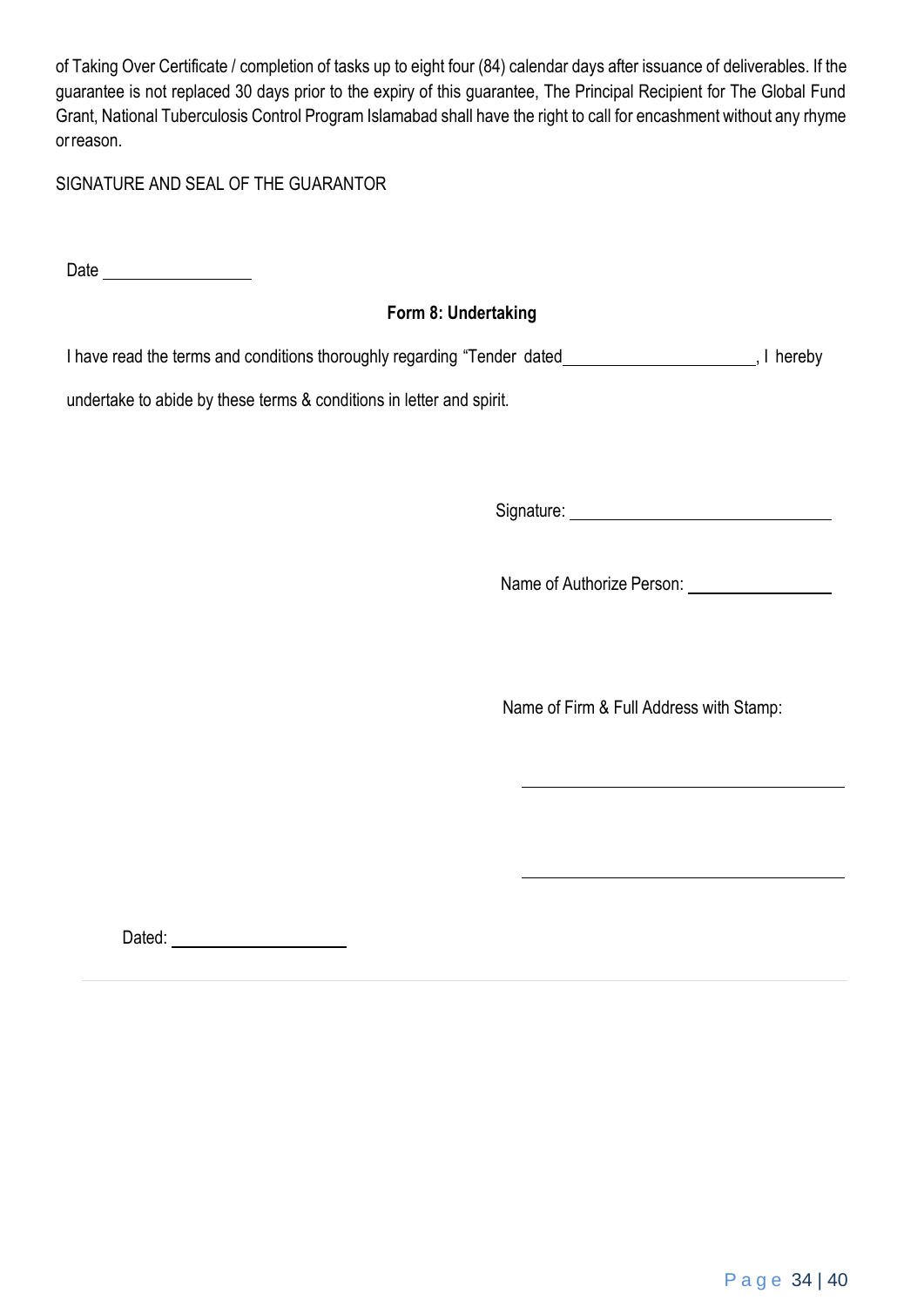of Taking Over Certificate / completion of tasks up to eight four (84) calendar days after issuance of deliverables. If the guarantee is not replaced 30 days prior to the expiry of this guarantee, The Principal Recipient for The Global Fund Grant, National Tuberculosis Control Program Islamabad shall have the right to call for encashment without any rhyme or reason.

SIGNATURE AND SEAL OF THE GUARANTOR

Date ________________

**Form 8: Undertaking**

I have read the terms and conditions thoroughly regarding "Tender dated____________________, I hereby undertake to abide by these terms & conditions in letter and spirit.

Signature: ____________________________

Name of Authorize Person: ________________

Name of Firm & Full Address with Stamp:

___________________________________

___________________________________

Dated: ____________________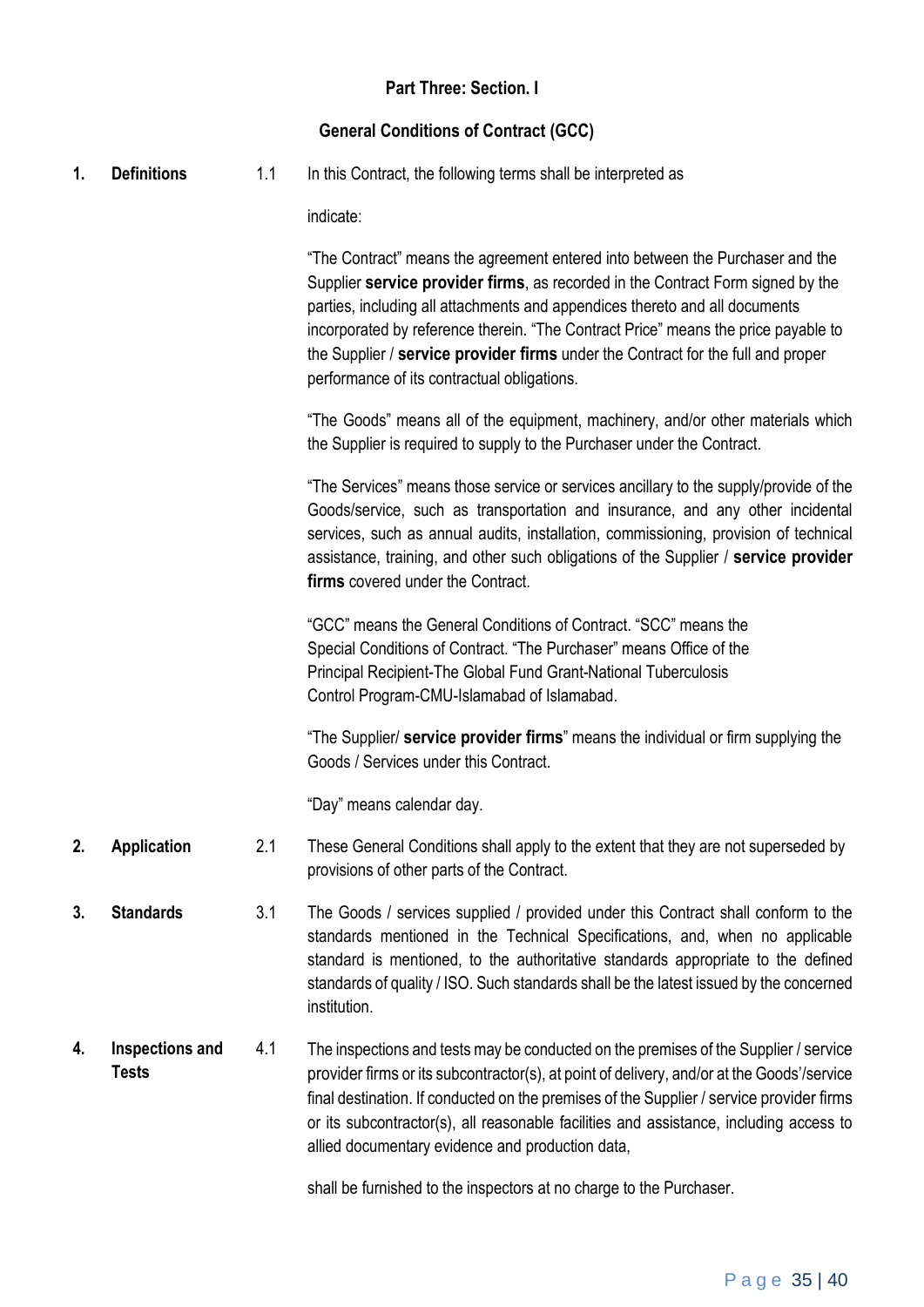**Part Three: Section. I**

**General Conditions of Contract (GCC)**

**1. Definitions**

1.1 In this Contract, the following terms shall be interpreted as indicate:

"The Contract" means the agreement entered into between the Purchaser and the Supplier **service provider firms**, as recorded in the Contract Form signed by the parties, including all attachments and appendices thereto and all documents incorporated by reference therein. "The Contract Price" means the price payable to the Supplier / **service provider firms** under the Contract for the full and proper performance of its contractual obligations.

"The Goods" means all of the equipment, machinery, and/or other materials which the Supplier is required to supply to the Purchaser under the Contract.

"The Services" means those service or services ancillary to the supply/provide of the Goods/service, such as transportation and insurance, and any other incidental services, such as annual audits, installation, commissioning, provision of technical assistance, training, and other such obligations of the Supplier / **service provider firms** covered under the Contract.

"GCC" means the General Conditions of Contract. "SCC" means the Special Conditions of Contract. "The Purchaser" means Office of the Principal Recipient-The Global Fund Grant-National Tuberculosis Control Program-CMU-Islamabad of Islamabad.

"The Supplier/ **service provider firms**" means the individual or firm supplying the Goods / Services under this Contract.

"Day" means calendar day.

**2. Application**

2.1 These General Conditions shall apply to the extent that they are not superseded by provisions of other parts of the Contract.

**3. Standards**

3.1 The Goods / services supplied / provided under this Contract shall conform to the standards mentioned in the Technical Specifications, and, when no applicable standard is mentioned, to the authoritative standards appropriate to the defined standards of quality / ISO. Such standards shall be the latest issued by the concerned institution.

**4. Inspections and Tests**

4.1 The inspections and tests may be conducted on the premises of the Supplier / service provider firms or its subcontractor(s), at point of delivery, and/or at the Goods'/service final destination. If conducted on the premises of the Supplier / service provider firms or its subcontractor(s), all reasonable facilities and assistance, including access to allied documentary evidence and production data,

shall be furnished to the inspectors at no charge to the Purchaser.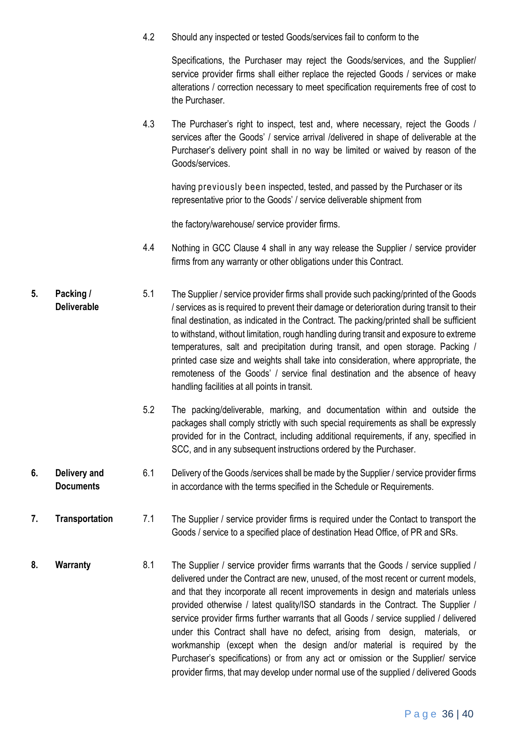4.2 Should any inspected or tested Goods/services fail to conform to the

Specifications, the Purchaser may reject the Goods/services, and the Supplier/ service provider firms shall either replace the rejected Goods / services or make alterations / correction necessary to meet specification requirements free of cost to the Purchaser.

4.3 The Purchaser's right to inspect, test and, where necessary, reject the Goods / services after the Goods' / service arrival /delivered in shape of deliverable at the Purchaser's delivery point shall in no way be limited or waived by reason of the Goods/services.

having previously been inspected, tested, and passed by the Purchaser or its representative prior to the Goods' / service deliverable shipment from

the factory/warehouse/ service provider firms.

4.4 Nothing in GCC Clause 4 shall in any way release the Supplier / service provider firms from any warranty or other obligations under this Contract.

**5. Packing / Deliverable**

5.1 The Supplier / service provider firms shall provide such packing/printed of the Goods / services as is required to prevent their damage or deterioration during transit to their final destination, as indicated in the Contract. The packing/printed shall be sufficient to withstand, without limitation, rough handling during transit and exposure to extreme temperatures, salt and precipitation during transit, and open storage. Packing / printed case size and weights shall take into consideration, where appropriate, the remoteness of the Goods' / service final destination and the absence of heavy handling facilities at all points in transit.

5.2 The packing/deliverable, marking, and documentation within and outside the packages shall comply strictly with such special requirements as shall be expressly provided for in the Contract, including additional requirements, if any, specified in SCC, and in any subsequent instructions ordered by the Purchaser.

**6. Delivery and Documents**

6.1 Delivery of the Goods /services shall be made by the Supplier / service provider firms in accordance with the terms specified in the Schedule or Requirements.

**7. Transportation**

7.1 The Supplier / service provider firms is required under the Contact to transport the Goods / service to a specified place of destination Head Office, of PR and SRs.

**8. Warranty**

8.1 The Supplier / service provider firms warrants that the Goods / service supplied / delivered under the Contract are new, unused, of the most recent or current models, and that they incorporate all recent improvements in design and materials unless provided otherwise / latest quality/ISO standards in the Contract. The Supplier / service provider firms further warrants that all Goods / service supplied / delivered under this Contract shall have no defect, arising from design, materials, or workmanship (except when the design and/or material is required by the Purchaser's specifications) or from any act or omission or the Supplier/ service provider firms, that may develop under normal use of the supplied / delivered Goods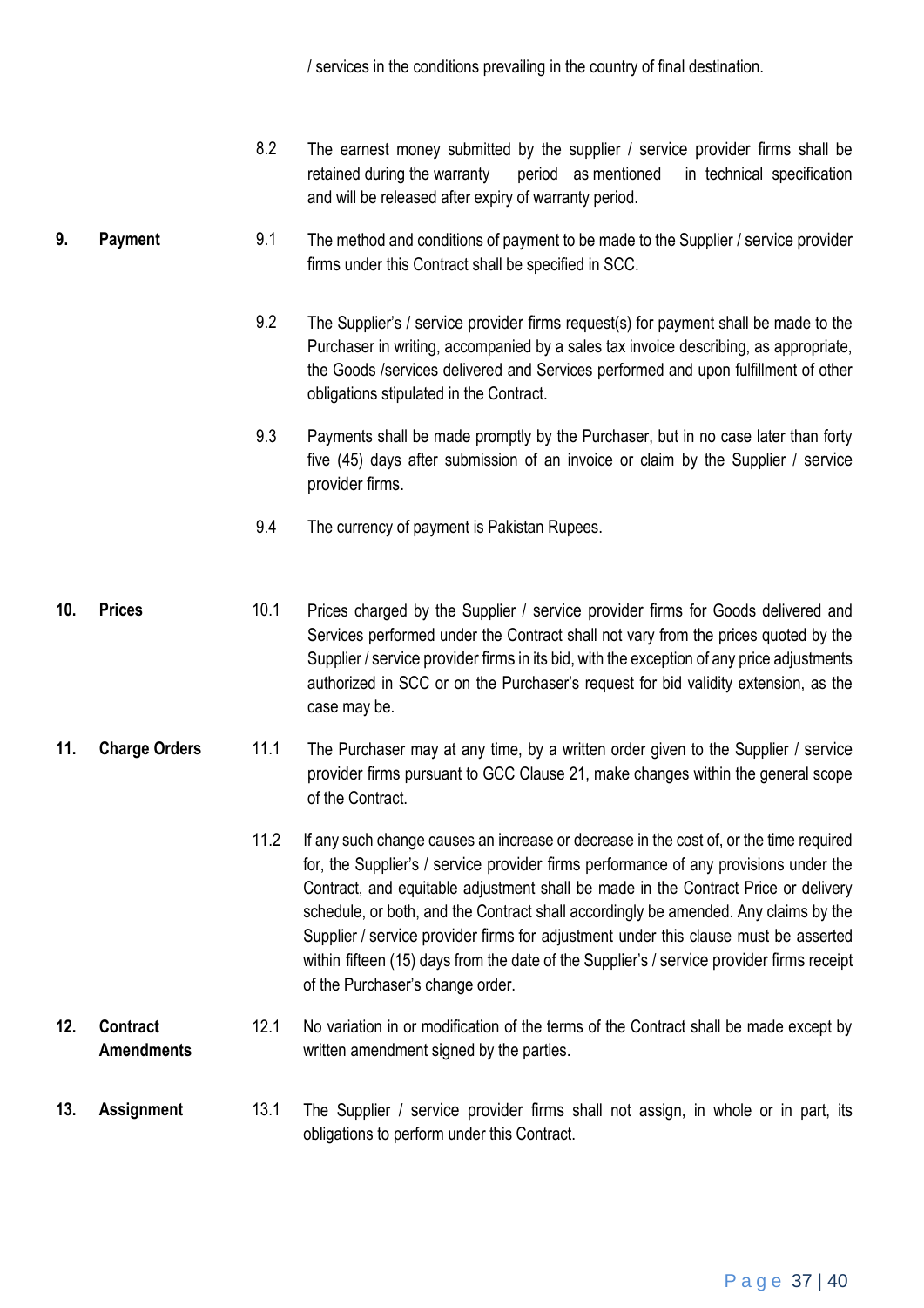/ services in the conditions prevailing in the country of final destination.

8.2 The earnest money submitted by the supplier / service provider firms shall be retained during the warranty period as mentioned in technical specification and will be released after expiry of warranty period.

**9. Payment**

9.1 The method and conditions of payment to be made to the Supplier / service provider firms under this Contract shall be specified in SCC.

9.2 The Supplier's / service provider firms request(s) for payment shall be made to the Purchaser in writing, accompanied by a sales tax invoice describing, as appropriate, the Goods /services delivered and Services performed and upon fulfillment of other obligations stipulated in the Contract.

9.3 Payments shall be made promptly by the Purchaser, but in no case later than forty five (45) days after submission of an invoice or claim by the Supplier / service provider firms.

9.4 The currency of payment is Pakistan Rupees.

**10. Prices**

10.1 Prices charged by the Supplier / service provider firms for Goods delivered and Services performed under the Contract shall not vary from the prices quoted by the Supplier / service provider firms in its bid, with the exception of any price adjustments authorized in SCC or on the Purchaser's request for bid validity extension, as the case may be.

**11. Charge Orders**

11.1 The Purchaser may at any time, by a written order given to the Supplier / service provider firms pursuant to GCC Clause 21, make changes within the general scope of the Contract.

11.2 If any such change causes an increase or decrease in the cost of, or the time required for, the Supplier's / service provider firms performance of any provisions under the Contract, and equitable adjustment shall be made in the Contract Price or delivery schedule, or both, and the Contract shall accordingly be amended. Any claims by the Supplier / service provider firms for adjustment under this clause must be asserted within fifteen (15) days from the date of the Supplier's / service provider firms receipt of the Purchaser's change order.

**12. Contract Amendments**

12.1 No variation in or modification of the terms of the Contract shall be made except by written amendment signed by the parties.

**13. Assignment**

13.1 The Supplier / service provider firms shall not assign, in whole or in part, its obligations to perform under this Contract.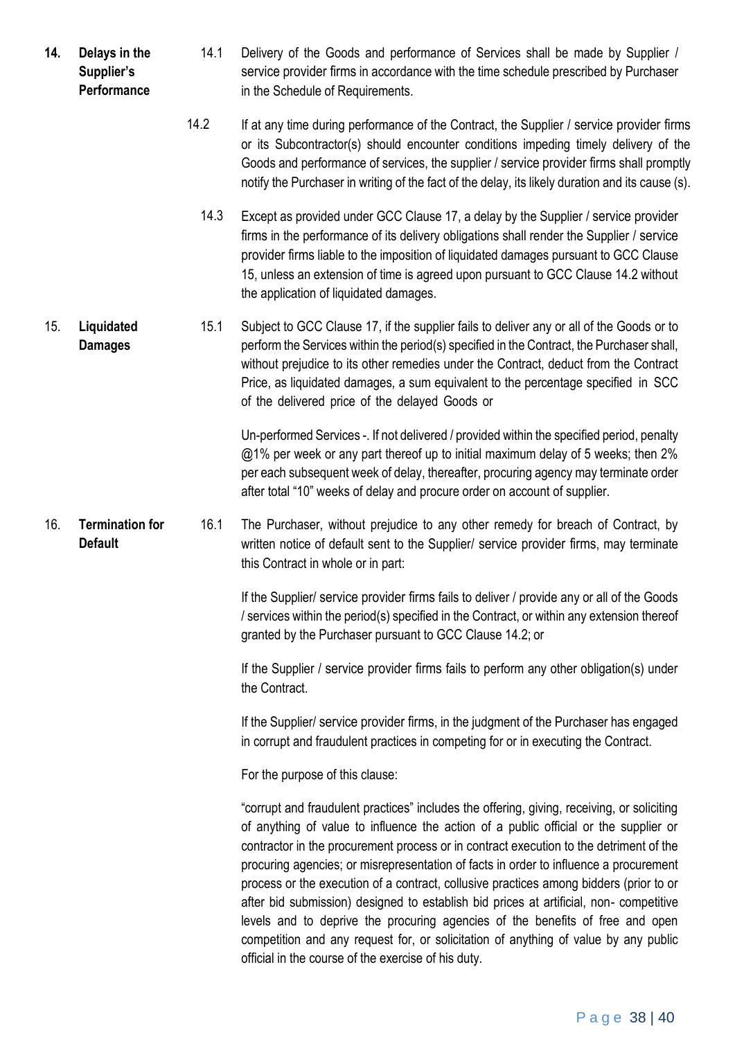**14. Delays in the Supplier's Performance**

14.1 Delivery of the Goods and performance of Services shall be made by Supplier / service provider firms in accordance with the time schedule prescribed by Purchaser in the Schedule of Requirements.

14.2 If at any time during performance of the Contract, the Supplier / service provider firms or its Subcontractor(s) should encounter conditions impeding timely delivery of the Goods and performance of services, the supplier / service provider firms shall promptly notify the Purchaser in writing of the fact of the delay, its likely duration and its cause (s).

14.3 Except as provided under GCC Clause 17, a delay by the Supplier / service provider firms in the performance of its delivery obligations shall render the Supplier / service provider firms liable to the imposition of liquidated damages pursuant to GCC Clause 15, unless an extension of time is agreed upon pursuant to GCC Clause 14.2 without the application of liquidated damages.

**15. Liquidated Damages**

15.1 Subject to GCC Clause 17, if the supplier fails to deliver any or all of the Goods or to perform the Services within the period(s) specified in the Contract, the Purchaser shall, without prejudice to its other remedies under the Contract, deduct from the Contract Price, as liquidated damages, a sum equivalent to the percentage specified in SCC of the delivered price of the delayed Goods or

Un-performed Services -. If not delivered / provided within the specified period, penalty @1% per week or any part thereof up to initial maximum delay of 5 weeks; then 2% per each subsequent week of delay, thereafter, procuring agency may terminate order after total "10" weeks of delay and procure order on account of supplier.

**16. Termination for Default**

16.1 The Purchaser, without prejudice to any other remedy for breach of Contract, by written notice of default sent to the Supplier/ service provider firms, may terminate this Contract in whole or in part:

If the Supplier/ service provider firms fails to deliver / provide any or all of the Goods / services within the period(s) specified in the Contract, or within any extension thereof granted by the Purchaser pursuant to GCC Clause 14.2; or

If the Supplier / service provider firms fails to perform any other obligation(s) under the Contract.

If the Supplier/ service provider firms, in the judgment of the Purchaser has engaged in corrupt and fraudulent practices in competing for or in executing the Contract.

For the purpose of this clause:

"corrupt and fraudulent practices" includes the offering, giving, receiving, or soliciting of anything of value to influence the action of a public official or the supplier or contractor in the procurement process or in contract execution to the detriment of the procuring agencies; or misrepresentation of facts in order to influence a procurement process or the execution of a contract, collusive practices among bidders (prior to or after bid submission) designed to establish bid prices at artificial, non- competitive levels and to deprive the procuring agencies of the benefits of free and open competition and any request for, or solicitation of anything of value by any public official in the course of the exercise of his duty.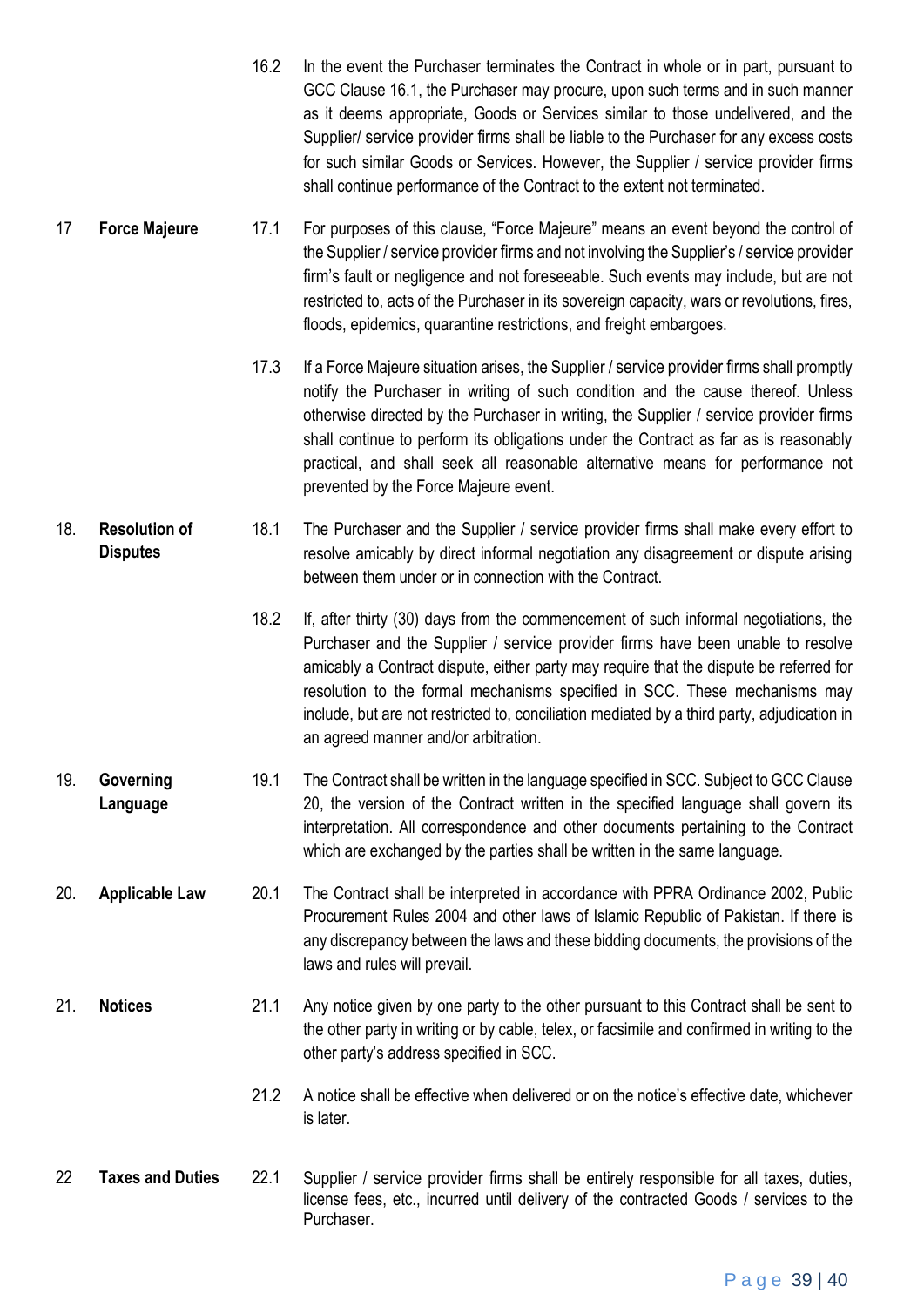| | | | |
|---|---|---|---|
| | | 16.2 | In the event the Purchaser terminates the Contract in whole or in part, pursuant to GCC Clause 16.1, the Purchaser may procure, upon such terms and in such manner as it deems appropriate, Goods or Services similar to those undelivered, and the Supplier/ service provider firms shall be liable to the Purchaser for any excess costs for such similar Goods or Services. However, the Supplier / service provider firms shall continue performance of the Contract to the extent not terminated. |
| 17 | **Force Majeure** | 17.1 | For purposes of this clause, "Force Majeure" means an event beyond the control of the Supplier / service provider firms and not involving the Supplier's / service provider firm's fault or negligence and not foreseeable. Such events may include, but are not restricted to, acts of the Purchaser in its sovereign capacity, wars or revolutions, fires, floods, epidemics, quarantine restrictions, and freight embargoes. |
| | | 17.3 | If a Force Majeure situation arises, the Supplier / service provider firms shall promptly notify the Purchaser in writing of such condition and the cause thereof. Unless otherwise directed by the Purchaser in writing, the Supplier / service provider firms shall continue to perform its obligations under the Contract as far as is reasonably practical, and shall seek all reasonable alternative means for performance not prevented by the Force Majeure event. |
| 18. | **Resolution of Disputes** | 18.1 | The Purchaser and the Supplier / service provider firms shall make every effort to resolve amicably by direct informal negotiation any disagreement or dispute arising between them under or in connection with the Contract. |
| | | 18.2 | If, after thirty (30) days from the commencement of such informal negotiations, the Purchaser and the Supplier / service provider firms have been unable to resolve amicably a Contract dispute, either party may require that the dispute be referred for resolution to the formal mechanisms specified in SCC. These mechanisms may include, but are not restricted to, conciliation mediated by a third party, adjudication in an agreed manner and/or arbitration. |
| 19. | **Governing Language** | 19.1 | The Contract shall be written in the language specified in SCC. Subject to GCC Clause 20, the version of the Contract written in the specified language shall govern its interpretation. All correspondence and other documents pertaining to the Contract which are exchanged by the parties shall be written in the same language. |
| 20. | **Applicable Law** | 20.1 | The Contract shall be interpreted in accordance with PPRA Ordinance 2002, Public Procurement Rules 2004 and other laws of Islamic Republic of Pakistan. If there is any discrepancy between the laws and these bidding documents, the provisions of the laws and rules will prevail. |
| 21. | **Notices** | 21.1 | Any notice given by one party to the other pursuant to this Contract shall be sent to the other party in writing or by cable, telex, or facsimile and confirmed in writing to the other party's address specified in SCC. |
| | | 21.2 | A notice shall be effective when delivered or on the notice's effective date, whichever is later. |
| 22 | **Taxes and Duties** | 22.1 | Supplier / service provider firms shall be entirely responsible for all taxes, duties, license fees, etc., incurred until delivery of the contracted Goods / services to the Purchaser. |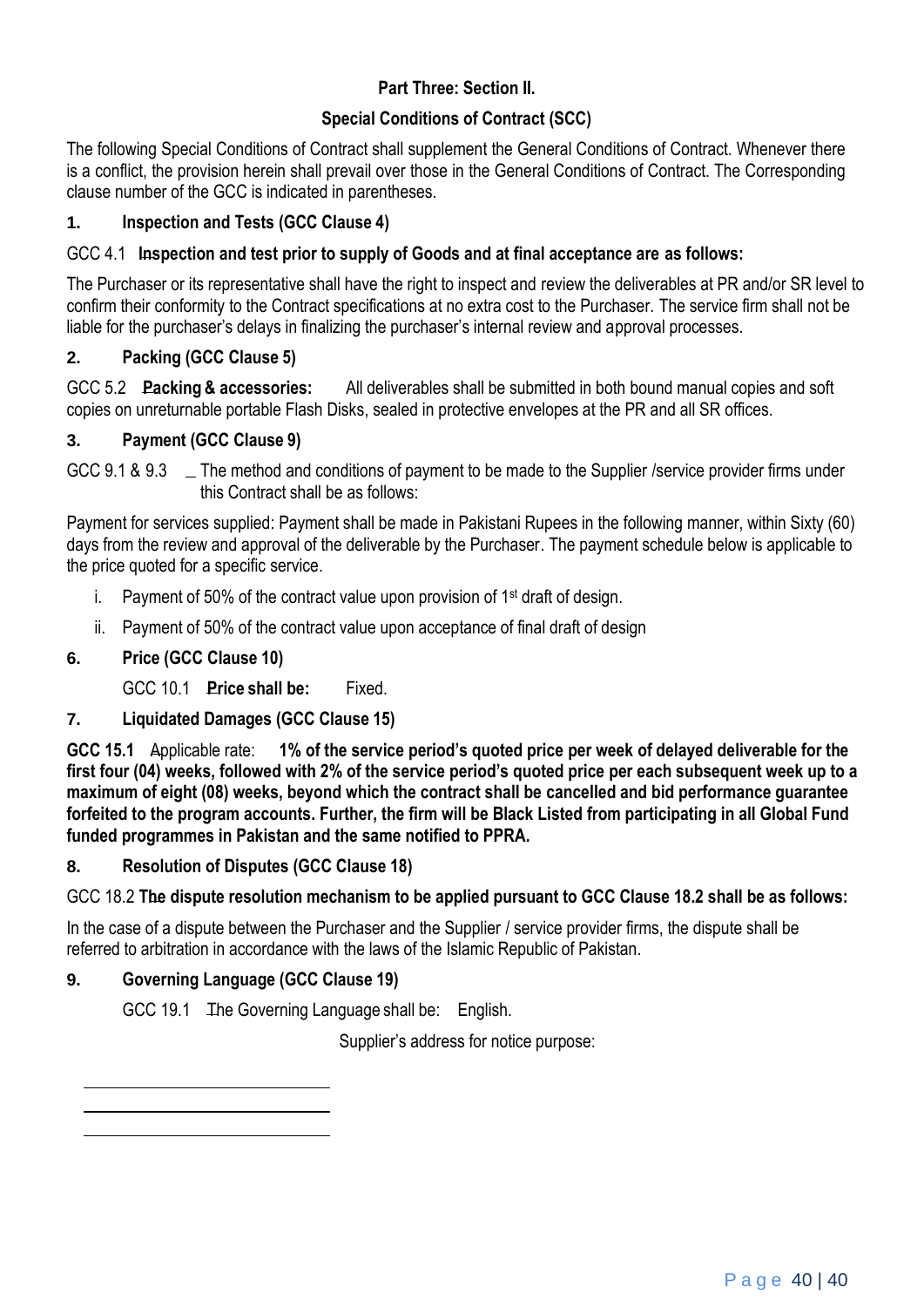**Part Three: Section II.**

**Special Conditions of Contract (SCC)**

The following Special Conditions of Contract shall supplement the General Conditions of Contract. Whenever there is a conflict, the provision herein shall prevail over those in the General Conditions of Contract. The Corresponding clause number of the GCC is indicated in parentheses.

**1. Inspection and Tests (GCC Clause 4)**

GCC 4.1 **Inspection and test prior to supply of Goods and at final acceptance are as follows:**

The Purchaser or its representative shall have the right to inspect and review the deliverables at PR and/or SR level to confirm their conformity to the Contract specifications at no extra cost to the Purchaser. The service firm shall not be liable for the purchaser's delays in finalizing the purchaser's internal review and approval processes.

**2. Packing (GCC Clause 5)**

GCC 5.2 **Packing & accessories:** All deliverables shall be submitted in both bound manual copies and soft copies on unreturnable portable Flash Disks, sealed in protective envelopes at the PR and all SR offices.

**3. Payment (GCC Clause 9)**

GCC 9.1 & 9.3 The method and conditions of payment to be made to the Supplier /service provider firms under this Contract shall be as follows:

Payment for services supplied: Payment shall be made in Pakistani Rupees in the following manner, within Sixty (60) days from the review and approval of the deliverable by the Purchaser. The payment schedule below is applicable to the price quoted for a specific service.

i. Payment of 50% of the contract value upon provision of 1st draft of design.

ii. Payment of 50% of the contract value upon acceptance of final draft of design

**6. Price (GCC Clause 10)**

GCC 10.1 **Price shall be:** Fixed.

**7. Liquidated Damages (GCC Clause 15)**

**GCC 15.1** Applicable rate: **1% of the service period's quoted price per week of delayed deliverable for the first four (04) weeks, followed with 2% of the service period's quoted price per each subsequent week up to a maximum of eight (08) weeks, beyond which the contract shall be cancelled and bid performance guarantee forfeited to the program accounts. Further, the firm will be Black Listed from participating in all Global Fund funded programmes in Pakistan and the same notified to PPRA.**

**8. Resolution of Disputes (GCC Clause 18)**

GCC 18.2 **The dispute resolution mechanism to be applied pursuant to GCC Clause 18.2 shall be as follows:**

In the case of a dispute between the Purchaser and the Supplier / service provider firms, the dispute shall be referred to arbitration in accordance with the laws of the Islamic Republic of Pakistan.

**9. Governing Language (GCC Clause 19)**

GCC 19.1 The Governing Language shall be: English.

Supplier's address for notice purpose:

\_\_\_\_\_\_\_\_\_\_\_\_\_\_\_\_\_\_\_\_\_\_\_\_\_\_\_\_\_\_

\_\_\_\_\_\_\_\_\_\_\_\_\_\_\_\_\_\_\_\_\_\_\_\_\_\_\_\_\_\_

\_\_\_\_\_\_\_\_\_\_\_\_\_\_\_\_\_\_\_\_\_\_\_\_\_\_\_\_\_\_